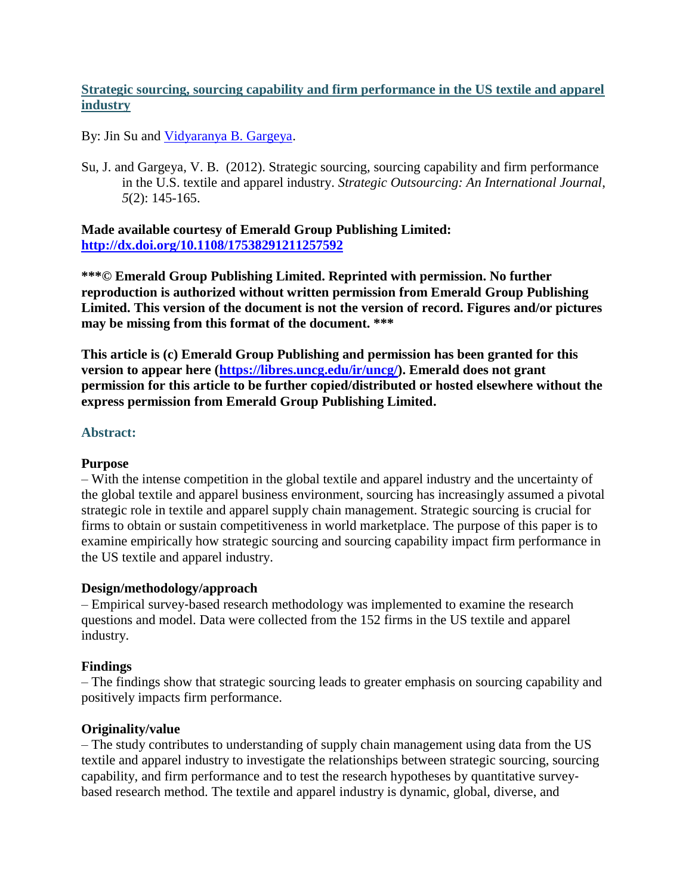# [Strategic sourcing, sourcing capability and firm performance in the US textile and apparel industry](#)

By: Jin Su and [Vidyaranya B. Gargeya](#).

Su, J. and Gargeya, V. B. (2012). Strategic sourcing, sourcing capability and firm performance in the U.S. textile and apparel industry. *Strategic Outsourcing: An International Journal*, *5*(2): 145-165.

**Made available courtesy of Emerald Group Publishing Limited: [http://dx.doi.org/10.1108/17538291211257592](http://dx.doi.org/10.1108/17538291211257592)**

**\*\*\*© Emerald Group Publishing Limited. Reprinted with permission. No further reproduction is authorized without written permission from Emerald Group Publishing Limited. This version of the document is not the version of record. Figures and/or pictures may be missing from this format of the document. \*\*\***

**This article is (c) Emerald Group Publishing and permission has been granted for this version to appear here ([https://libres.uncg.edu/ir/uncg/](https://libres.uncg.edu/ir/uncg/)). Emerald does not grant permission for this article to be further copied/distributed or hosted elsewhere without the express permission from Emerald Group Publishing Limited.**

## Abstract:

**Purpose**

– With the intense competition in the global textile and apparel industry and the uncertainty of the global textile and apparel business environment, sourcing has increasingly assumed a pivotal strategic role in textile and apparel supply chain management. Strategic sourcing is crucial for firms to obtain or sustain competitiveness in world marketplace. The purpose of this paper is to examine empirically how strategic sourcing and sourcing capability impact firm performance in the US textile and apparel industry.

**Design/methodology/approach**

– Empirical survey-based research methodology was implemented to examine the research questions and model. Data were collected from the 152 firms in the US textile and apparel industry.

**Findings**

– The findings show that strategic sourcing leads to greater emphasis on sourcing capability and positively impacts firm performance.

**Originality/value**

– The study contributes to understanding of supply chain management using data from the US textile and apparel industry to investigate the relationships between strategic sourcing, sourcing capability, and firm performance and to test the research hypotheses by quantitative survey-based research method. The textile and apparel industry is dynamic, global, diverse, and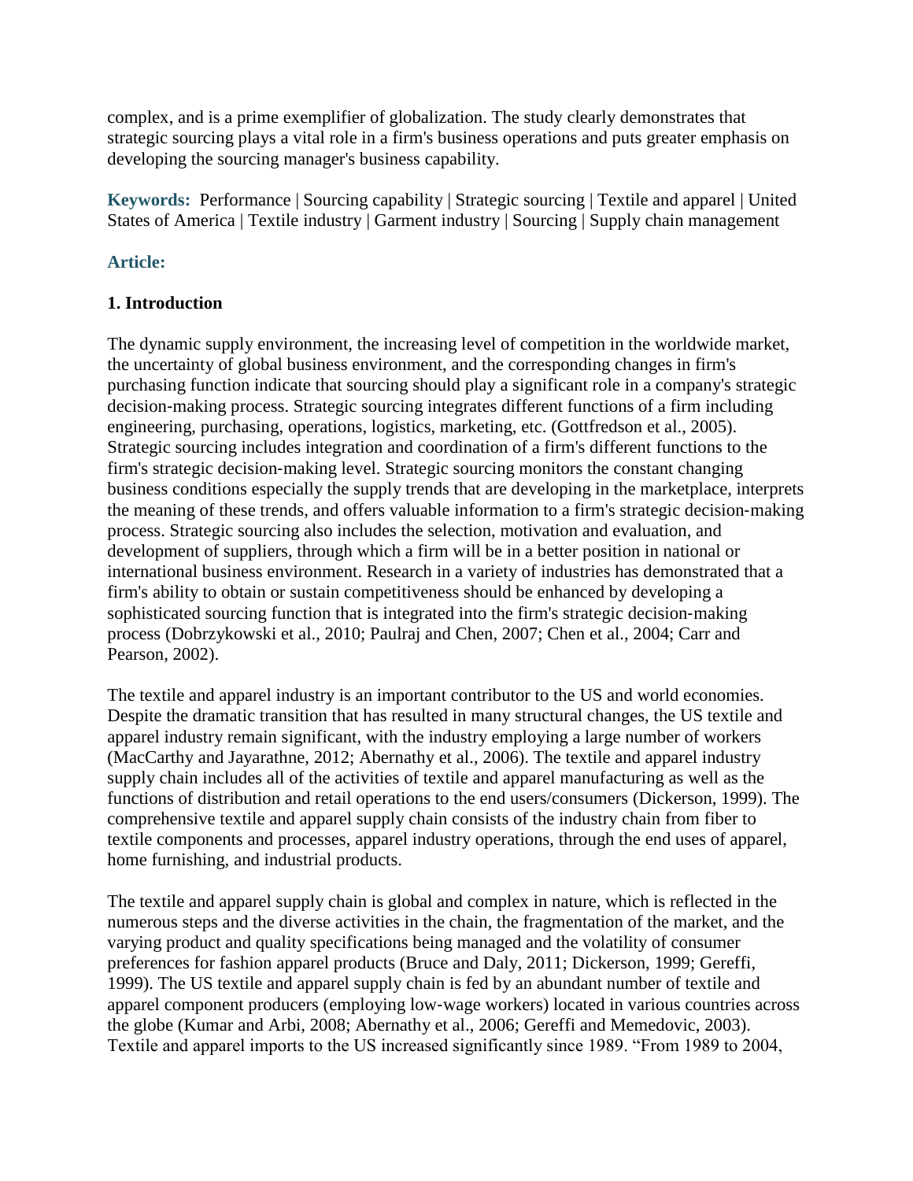complex, and is a prime exemplifier of globalization. The study clearly demonstrates that strategic sourcing plays a vital role in a firm's business operations and puts greater emphasis on developing the sourcing manager's business capability.

**Keywords:** Performance | Sourcing capability | Strategic sourcing | Textile and apparel | United States of America | Textile industry | Garment industry | Sourcing | Supply chain management

**Article:**

## 1. Introduction

The dynamic supply environment, the increasing level of competition in the worldwide market, the uncertainty of global business environment, and the corresponding changes in firm's purchasing function indicate that sourcing should play a significant role in a company's strategic decision-making process. Strategic sourcing integrates different functions of a firm including engineering, purchasing, operations, logistics, marketing, etc. (Gottfredson et al., 2005). Strategic sourcing includes integration and coordination of a firm's different functions to the firm's strategic decision-making level. Strategic sourcing monitors the constant changing business conditions especially the supply trends that are developing in the marketplace, interprets the meaning of these trends, and offers valuable information to a firm's strategic decision-making process. Strategic sourcing also includes the selection, motivation and evaluation, and development of suppliers, through which a firm will be in a better position in national or international business environment. Research in a variety of industries has demonstrated that a firm's ability to obtain or sustain competitiveness should be enhanced by developing a sophisticated sourcing function that is integrated into the firm's strategic decision-making process (Dobrzykowski et al., 2010; Paulraj and Chen, 2007; Chen et al., 2004; Carr and Pearson, 2002).

The textile and apparel industry is an important contributor to the US and world economies. Despite the dramatic transition that has resulted in many structural changes, the US textile and apparel industry remain significant, with the industry employing a large number of workers (MacCarthy and Jayarathne, 2012; Abernathy et al., 2006). The textile and apparel industry supply chain includes all of the activities of textile and apparel manufacturing as well as the functions of distribution and retail operations to the end users/consumers (Dickerson, 1999). The comprehensive textile and apparel supply chain consists of the industry chain from fiber to textile components and processes, apparel industry operations, through the end uses of apparel, home furnishing, and industrial products.

The textile and apparel supply chain is global and complex in nature, which is reflected in the numerous steps and the diverse activities in the chain, the fragmentation of the market, and the varying product and quality specifications being managed and the volatility of consumer preferences for fashion apparel products (Bruce and Daly, 2011; Dickerson, 1999; Gereffi, 1999). The US textile and apparel supply chain is fed by an abundant number of textile and apparel component producers (employing low-wage workers) located in various countries across the globe (Kumar and Arbi, 2008; Abernathy et al., 2006; Gereffi and Memedovic, 2003). Textile and apparel imports to the US increased significantly since 1989. "From 1989 to 2004,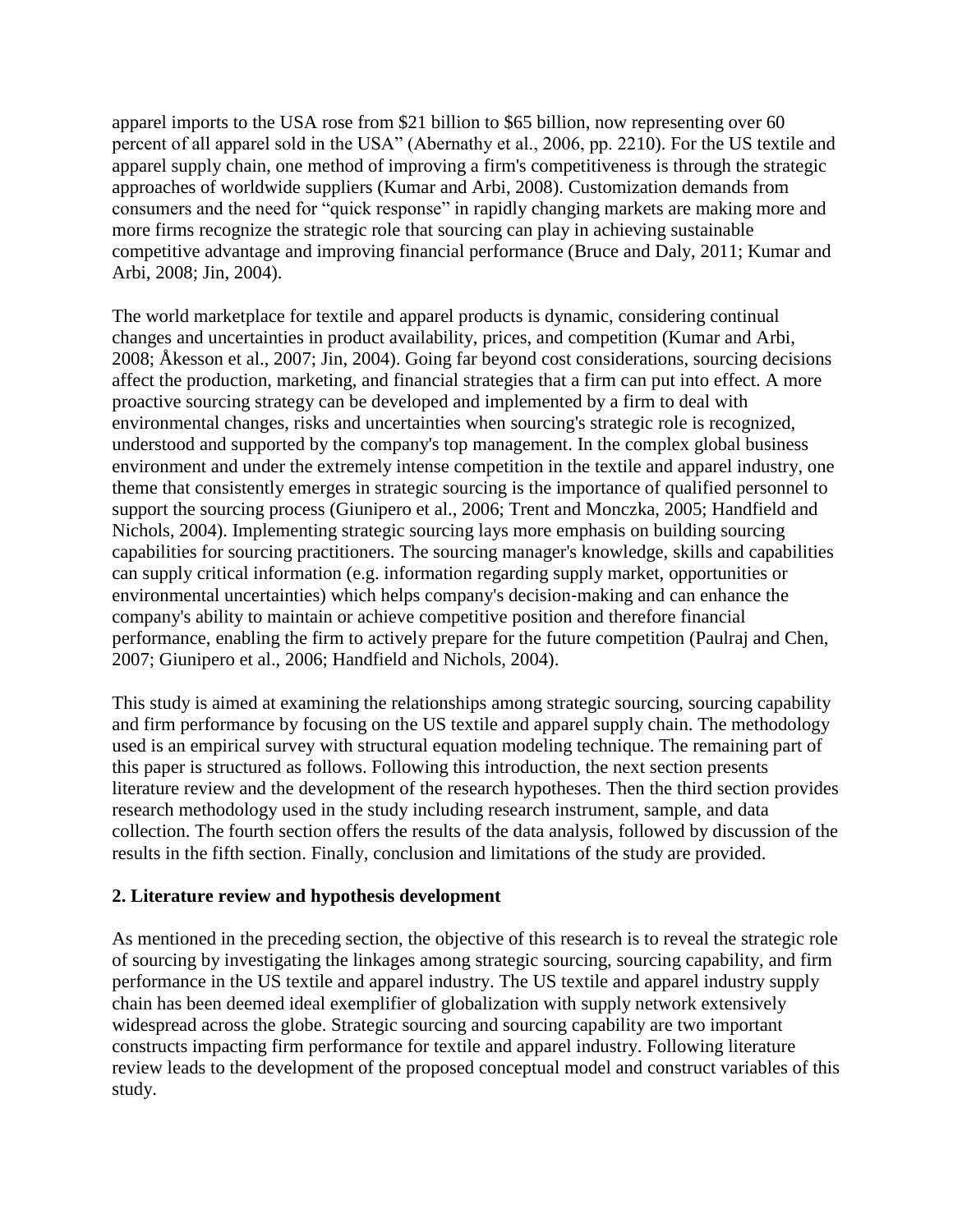apparel imports to the USA rose from $21 billion to $65 billion, now representing over 60 percent of all apparel sold in the USA" (Abernathy et al., 2006, pp. 2210). For the US textile and apparel supply chain, one method of improving a firm's competitiveness is through the strategic approaches of worldwide suppliers (Kumar and Arbi, 2008). Customization demands from consumers and the need for "quick response" in rapidly changing markets are making more and more firms recognize the strategic role that sourcing can play in achieving sustainable competitive advantage and improving financial performance (Bruce and Daly, 2011; Kumar and Arbi, 2008; Jin, 2004).

The world marketplace for textile and apparel products is dynamic, considering continual changes and uncertainties in product availability, prices, and competition (Kumar and Arbi, 2008; Åkesson et al., 2007; Jin, 2004). Going far beyond cost considerations, sourcing decisions affect the production, marketing, and financial strategies that a firm can put into effect. A more proactive sourcing strategy can be developed and implemented by a firm to deal with environmental changes, risks and uncertainties when sourcing's strategic role is recognized, understood and supported by the company's top management. In the complex global business environment and under the extremely intense competition in the textile and apparel industry, one theme that consistently emerges in strategic sourcing is the importance of qualified personnel to support the sourcing process (Giunipero et al., 2006; Trent and Monczka, 2005; Handfield and Nichols, 2004). Implementing strategic sourcing lays more emphasis on building sourcing capabilities for sourcing practitioners. The sourcing manager's knowledge, skills and capabilities can supply critical information (e.g. information regarding supply market, opportunities or environmental uncertainties) which helps company's decision-making and can enhance the company's ability to maintain or achieve competitive position and therefore financial performance, enabling the firm to actively prepare for the future competition (Paulraj and Chen, 2007; Giunipero et al., 2006; Handfield and Nichols, 2004).

This study is aimed at examining the relationships among strategic sourcing, sourcing capability and firm performance by focusing on the US textile and apparel supply chain. The methodology used is an empirical survey with structural equation modeling technique. The remaining part of this paper is structured as follows. Following this introduction, the next section presents literature review and the development of the research hypotheses. Then the third section provides research methodology used in the study including research instrument, sample, and data collection. The fourth section offers the results of the data analysis, followed by discussion of the results in the fifth section. Finally, conclusion and limitations of the study are provided.

## 2. Literature review and hypothesis development

As mentioned in the preceding section, the objective of this research is to reveal the strategic role of sourcing by investigating the linkages among strategic sourcing, sourcing capability, and firm performance in the US textile and apparel industry. The US textile and apparel industry supply chain has been deemed ideal exemplifier of globalization with supply network extensively widespread across the globe. Strategic sourcing and sourcing capability are two important constructs impacting firm performance for textile and apparel industry. Following literature review leads to the development of the proposed conceptual model and construct variables of this study.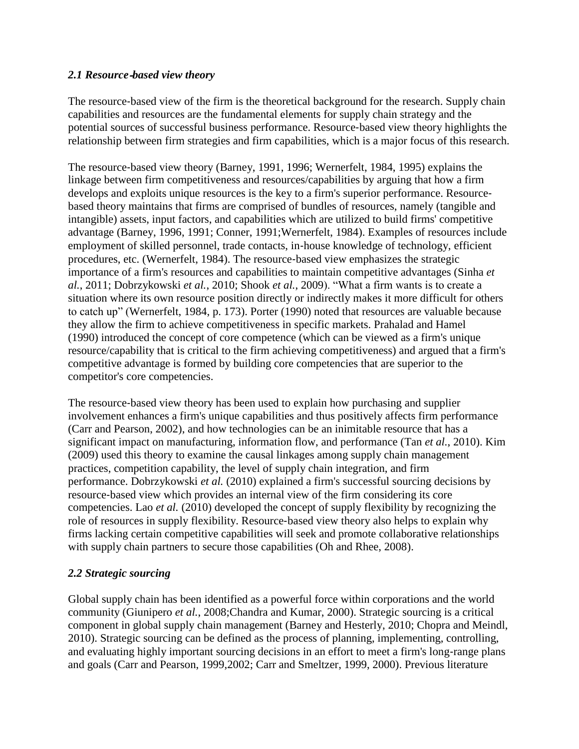### *2.1 Resource-based view theory*

The resource-based view of the firm is the theoretical background for the research. Supply chain capabilities and resources are the fundamental elements for supply chain strategy and the potential sources of successful business performance. Resource-based view theory highlights the relationship between firm strategies and firm capabilities, which is a major focus of this research.

The resource-based view theory (Barney, 1991, 1996; Wernerfelt, 1984, 1995) explains the linkage between firm competitiveness and resources/capabilities by arguing that how a firm develops and exploits unique resources is the key to a firm's superior performance. Resource-based theory maintains that firms are comprised of bundles of resources, namely (tangible and intangible) assets, input factors, and capabilities which are utilized to build firms' competitive advantage (Barney, 1996, 1991; Conner, 1991;Wernerfelt, 1984). Examples of resources include employment of skilled personnel, trade contacts, in-house knowledge of technology, efficient procedures, etc. (Wernerfelt, 1984). The resource-based view emphasizes the strategic importance of a firm's resources and capabilities to maintain competitive advantages (Sinha *et al.*, 2011; Dobrzykowski *et al.*, 2010; Shook *et al.*, 2009). "What a firm wants is to create a situation where its own resource position directly or indirectly makes it more difficult for others to catch up" (Wernerfelt, 1984, p. 173). Porter (1990) noted that resources are valuable because they allow the firm to achieve competitiveness in specific markets. Prahalad and Hamel (1990) introduced the concept of core competence (which can be viewed as a firm's unique resource/capability that is critical to the firm achieving competitiveness) and argued that a firm's competitive advantage is formed by building core competencies that are superior to the competitor's core competencies.

The resource-based view theory has been used to explain how purchasing and supplier involvement enhances a firm's unique capabilities and thus positively affects firm performance (Carr and Pearson, 2002), and how technologies can be an inimitable resource that has a significant impact on manufacturing, information flow, and performance (Tan *et al.*, 2010). Kim (2009) used this theory to examine the causal linkages among supply chain management practices, competition capability, the level of supply chain integration, and firm performance. Dobrzykowski *et al.* (2010) explained a firm's successful sourcing decisions by resource-based view which provides an internal view of the firm considering its core competencies. Lao *et al.* (2010) developed the concept of supply flexibility by recognizing the role of resources in supply flexibility. Resource-based view theory also helps to explain why firms lacking certain competitive capabilities will seek and promote collaborative relationships with supply chain partners to secure those capabilities (Oh and Rhee, 2008).

### *2.2 Strategic sourcing*

Global supply chain has been identified as a powerful force within corporations and the world community (Giunipero *et al.*, 2008;Chandra and Kumar, 2000). Strategic sourcing is a critical component in global supply chain management (Barney and Hesterly, 2010; Chopra and Meindl, 2010). Strategic sourcing can be defined as the process of planning, implementing, controlling, and evaluating highly important sourcing decisions in an effort to meet a firm's long-range plans and goals (Carr and Pearson, 1999,2002; Carr and Smeltzer, 1999, 2000). Previous literature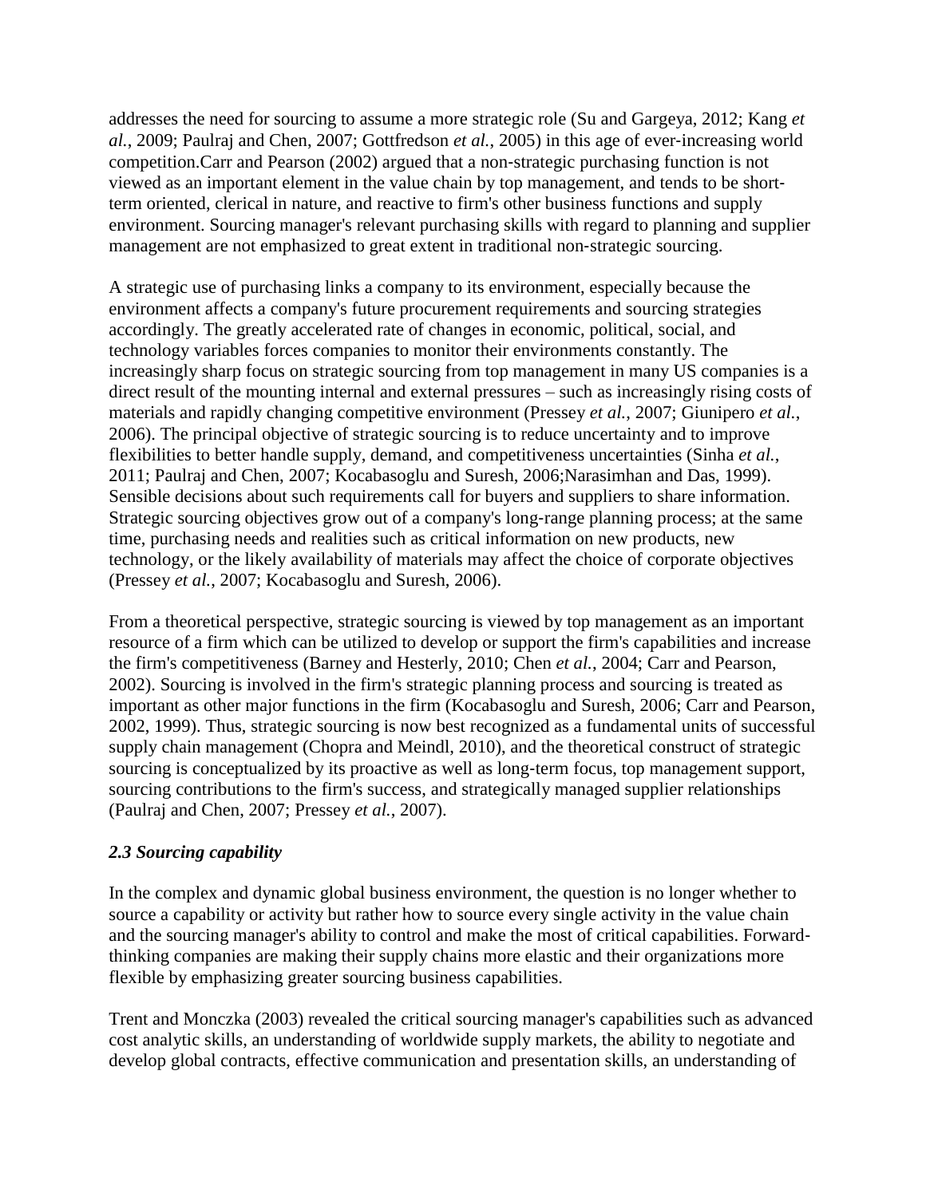addresses the need for sourcing to assume a more strategic role (Su and Gargeya, 2012; Kang *et al.*, 2009; Paulraj and Chen, 2007; Gottfredson *et al.*, 2005) in this age of ever-increasing world competition.Carr and Pearson (2002) argued that a non-strategic purchasing function is not viewed as an important element in the value chain by top management, and tends to be short-term oriented, clerical in nature, and reactive to firm's other business functions and supply environment. Sourcing manager's relevant purchasing skills with regard to planning and supplier management are not emphasized to great extent in traditional non-strategic sourcing.

A strategic use of purchasing links a company to its environment, especially because the environment affects a company's future procurement requirements and sourcing strategies accordingly. The greatly accelerated rate of changes in economic, political, social, and technology variables forces companies to monitor their environments constantly. The increasingly sharp focus on strategic sourcing from top management in many US companies is a direct result of the mounting internal and external pressures – such as increasingly rising costs of materials and rapidly changing competitive environment (Pressey *et al.*, 2007; Giunipero *et al.*, 2006). The principal objective of strategic sourcing is to reduce uncertainty and to improve flexibilities to better handle supply, demand, and competitiveness uncertainties (Sinha *et al.*, 2011; Paulraj and Chen, 2007; Kocabasoglu and Suresh, 2006;Narasimhan and Das, 1999). Sensible decisions about such requirements call for buyers and suppliers to share information. Strategic sourcing objectives grow out of a company's long-range planning process; at the same time, purchasing needs and realities such as critical information on new products, new technology, or the likely availability of materials may affect the choice of corporate objectives (Pressey *et al.*, 2007; Kocabasoglu and Suresh, 2006).

From a theoretical perspective, strategic sourcing is viewed by top management as an important resource of a firm which can be utilized to develop or support the firm's capabilities and increase the firm's competitiveness (Barney and Hesterly, 2010; Chen *et al.*, 2004; Carr and Pearson, 2002). Sourcing is involved in the firm's strategic planning process and sourcing is treated as important as other major functions in the firm (Kocabasoglu and Suresh, 2006; Carr and Pearson, 2002, 1999). Thus, strategic sourcing is now best recognized as a fundamental units of successful supply chain management (Chopra and Meindl, 2010), and the theoretical construct of strategic sourcing is conceptualized by its proactive as well as long-term focus, top management support, sourcing contributions to the firm's success, and strategically managed supplier relationships (Paulraj and Chen, 2007; Pressey *et al.*, 2007).

### *2.3 Sourcing capability*

In the complex and dynamic global business environment, the question is no longer whether to source a capability or activity but rather how to source every single activity in the value chain and the sourcing manager's ability to control and make the most of critical capabilities. Forward-thinking companies are making their supply chains more elastic and their organizations more flexible by emphasizing greater sourcing business capabilities.

Trent and Monczka (2003) revealed the critical sourcing manager's capabilities such as advanced cost analytic skills, an understanding of worldwide supply markets, the ability to negotiate and develop global contracts, effective communication and presentation skills, an understanding of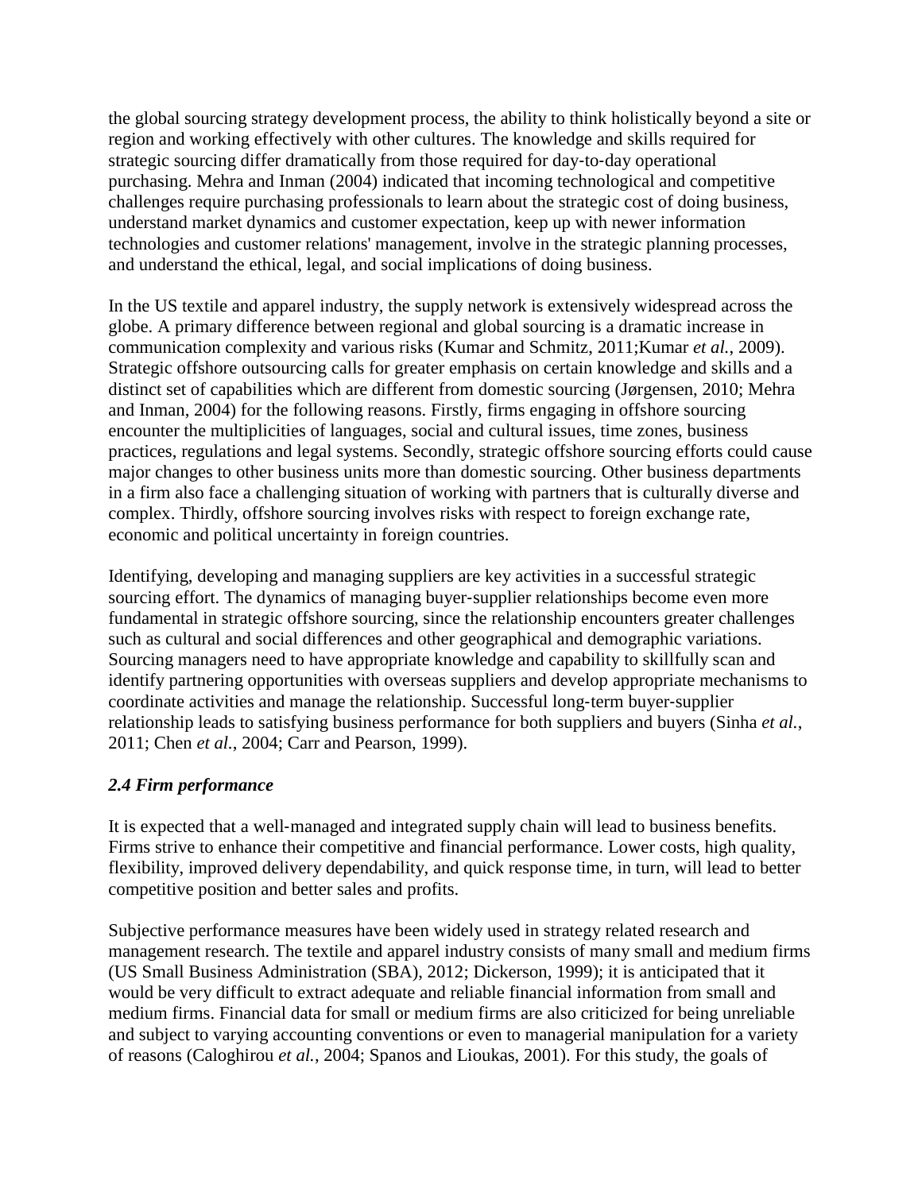the global sourcing strategy development process, the ability to think holistically beyond a site or region and working effectively with other cultures. The knowledge and skills required for strategic sourcing differ dramatically from those required for day-to-day operational purchasing. Mehra and Inman (2004) indicated that incoming technological and competitive challenges require purchasing professionals to learn about the strategic cost of doing business, understand market dynamics and customer expectation, keep up with newer information technologies and customer relations' management, involve in the strategic planning processes, and understand the ethical, legal, and social implications of doing business.

In the US textile and apparel industry, the supply network is extensively widespread across the globe. A primary difference between regional and global sourcing is a dramatic increase in communication complexity and various risks (Kumar and Schmitz, 2011;Kumar *et al.*, 2009). Strategic offshore outsourcing calls for greater emphasis on certain knowledge and skills and a distinct set of capabilities which are different from domestic sourcing (Jørgensen, 2010; Mehra and Inman, 2004) for the following reasons. Firstly, firms engaging in offshore sourcing encounter the multiplicities of languages, social and cultural issues, time zones, business practices, regulations and legal systems. Secondly, strategic offshore sourcing efforts could cause major changes to other business units more than domestic sourcing. Other business departments in a firm also face a challenging situation of working with partners that is culturally diverse and complex. Thirdly, offshore sourcing involves risks with respect to foreign exchange rate, economic and political uncertainty in foreign countries.

Identifying, developing and managing suppliers are key activities in a successful strategic sourcing effort. The dynamics of managing buyer-supplier relationships become even more fundamental in strategic offshore sourcing, since the relationship encounters greater challenges such as cultural and social differences and other geographical and demographic variations. Sourcing managers need to have appropriate knowledge and capability to skillfully scan and identify partnering opportunities with overseas suppliers and develop appropriate mechanisms to coordinate activities and manage the relationship. Successful long-term buyer-supplier relationship leads to satisfying business performance for both suppliers and buyers (Sinha *et al.*, 2011; Chen *et al.*, 2004; Carr and Pearson, 1999).

### *2.4 Firm performance*

It is expected that a well-managed and integrated supply chain will lead to business benefits. Firms strive to enhance their competitive and financial performance. Lower costs, high quality, flexibility, improved delivery dependability, and quick response time, in turn, will lead to better competitive position and better sales and profits.

Subjective performance measures have been widely used in strategy related research and management research. The textile and apparel industry consists of many small and medium firms (US Small Business Administration (SBA), 2012; Dickerson, 1999); it is anticipated that it would be very difficult to extract adequate and reliable financial information from small and medium firms. Financial data for small or medium firms are also criticized for being unreliable and subject to varying accounting conventions or even to managerial manipulation for a variety of reasons (Caloghirou *et al.*, 2004; Spanos and Lioukas, 2001). For this study, the goals of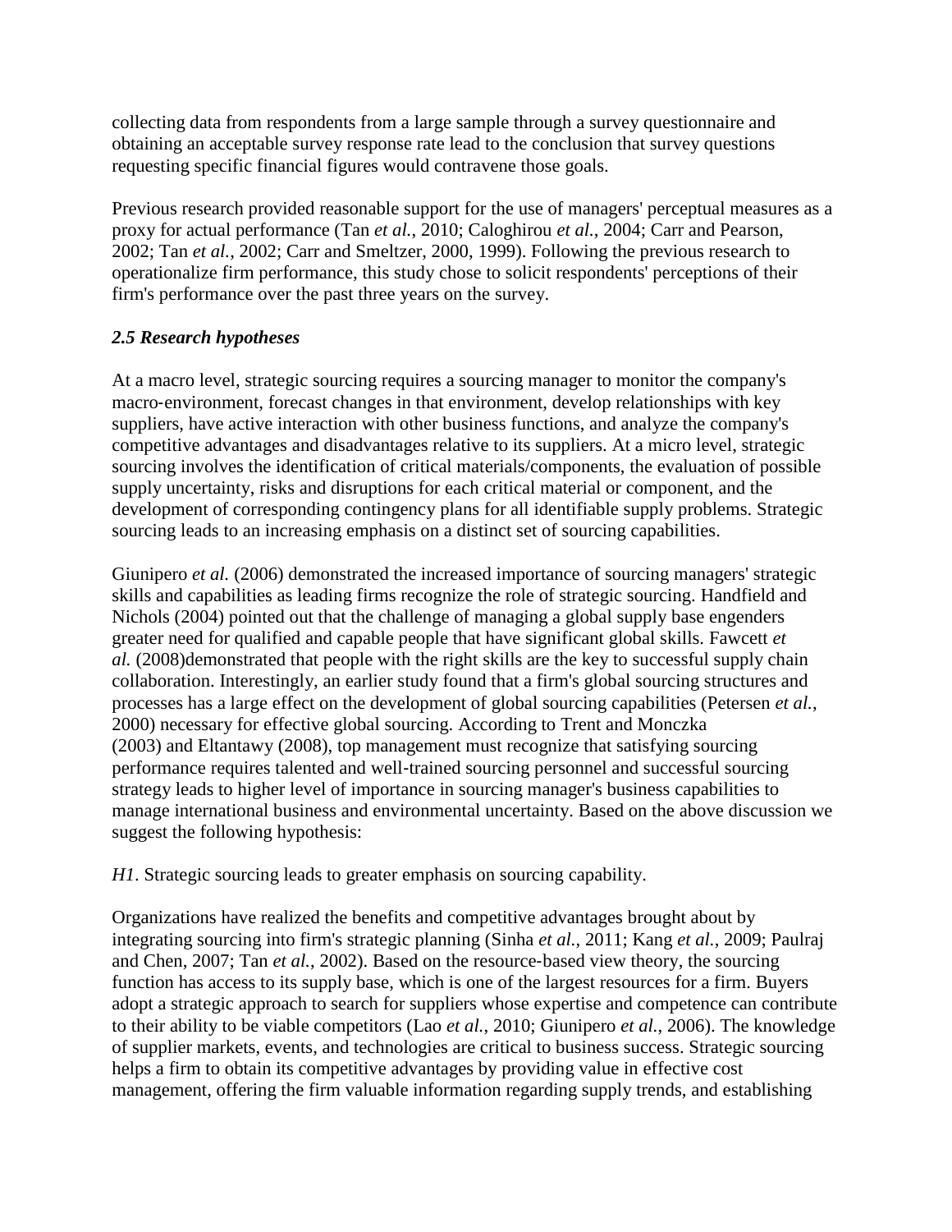collecting data from respondents from a large sample through a survey questionnaire and obtaining an acceptable survey response rate lead to the conclusion that survey questions requesting specific financial figures would contravene those goals.

Previous research provided reasonable support for the use of managers' perceptual measures as a proxy for actual performance (Tan *et al.*, 2010; Caloghirou *et al.*, 2004; Carr and Pearson, 2002; Tan *et al.*, 2002; Carr and Smeltzer, 2000, 1999). Following the previous research to operationalize firm performance, this study chose to solicit respondents' perceptions of their firm's performance over the past three years on the survey.

### *2.5 Research hypotheses*

At a macro level, strategic sourcing requires a sourcing manager to monitor the company's macro‐environment, forecast changes in that environment, develop relationships with key suppliers, have active interaction with other business functions, and analyze the company's competitive advantages and disadvantages relative to its suppliers. At a micro level, strategic sourcing involves the identification of critical materials/components, the evaluation of possible supply uncertainty, risks and disruptions for each critical material or component, and the development of corresponding contingency plans for all identifiable supply problems. Strategic sourcing leads to an increasing emphasis on a distinct set of sourcing capabilities.

Giunipero *et al.* (2006) demonstrated the increased importance of sourcing managers' strategic skills and capabilities as leading firms recognize the role of strategic sourcing. Handfield and Nichols (2004) pointed out that the challenge of managing a global supply base engenders greater need for qualified and capable people that have significant global skills. Fawcett *et al.* (2008)demonstrated that people with the right skills are the key to successful supply chain collaboration. Interestingly, an earlier study found that a firm's global sourcing structures and processes has a large effect on the development of global sourcing capabilities (Petersen *et al.*, 2000) necessary for effective global sourcing. According to Trent and Monczka (2003) and Eltantawy (2008), top management must recognize that satisfying sourcing performance requires talented and well‐trained sourcing personnel and successful sourcing strategy leads to higher level of importance in sourcing manager's business capabilities to manage international business and environmental uncertainty. Based on the above discussion we suggest the following hypothesis:

*H1*. Strategic sourcing leads to greater emphasis on sourcing capability.

Organizations have realized the benefits and competitive advantages brought about by integrating sourcing into firm's strategic planning (Sinha *et al.*, 2011; Kang *et al.*, 2009; Paulraj and Chen, 2007; Tan *et al.*, 2002). Based on the resource-based view theory, the sourcing function has access to its supply base, which is one of the largest resources for a firm. Buyers adopt a strategic approach to search for suppliers whose expertise and competence can contribute to their ability to be viable competitors (Lao *et al.*, 2010; Giunipero *et al.*, 2006). The knowledge of supplier markets, events, and technologies are critical to business success. Strategic sourcing helps a firm to obtain its competitive advantages by providing value in effective cost management, offering the firm valuable information regarding supply trends, and establishing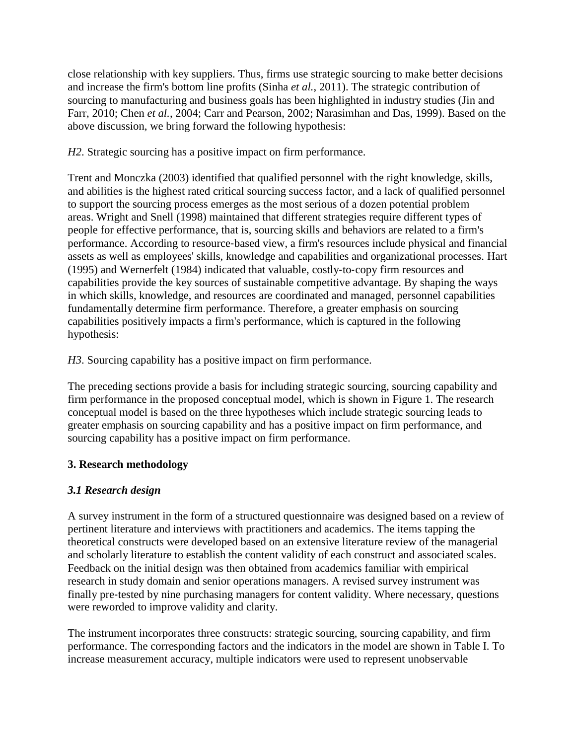close relationship with key suppliers. Thus, firms use strategic sourcing to make better decisions and increase the firm's bottom line profits (Sinha *et al.*, 2011). The strategic contribution of sourcing to manufacturing and business goals has been highlighted in industry studies (Jin and Farr, 2010; Chen *et al.*, 2004; Carr and Pearson, 2002; Narasimhan and Das, 1999). Based on the above discussion, we bring forward the following hypothesis:

*H2*. Strategic sourcing has a positive impact on firm performance.

Trent and Monczka (2003) identified that qualified personnel with the right knowledge, skills, and abilities is the highest rated critical sourcing success factor, and a lack of qualified personnel to support the sourcing process emerges as the most serious of a dozen potential problem areas. Wright and Snell (1998) maintained that different strategies require different types of people for effective performance, that is, sourcing skills and behaviors are related to a firm's performance. According to resource-based view, a firm's resources include physical and financial assets as well as employees' skills, knowledge and capabilities and organizational processes. Hart (1995) and Wernerfelt (1984) indicated that valuable, costly-to-copy firm resources and capabilities provide the key sources of sustainable competitive advantage. By shaping the ways in which skills, knowledge, and resources are coordinated and managed, personnel capabilities fundamentally determine firm performance. Therefore, a greater emphasis on sourcing capabilities positively impacts a firm's performance, which is captured in the following hypothesis:

*H3*. Sourcing capability has a positive impact on firm performance.

The preceding sections provide a basis for including strategic sourcing, sourcing capability and firm performance in the proposed conceptual model, which is shown in Figure 1. The research conceptual model is based on the three hypotheses which include strategic sourcing leads to greater emphasis on sourcing capability and has a positive impact on firm performance, and sourcing capability has a positive impact on firm performance.

## 3. Research methodology

### *3.1 Research design*

A survey instrument in the form of a structured questionnaire was designed based on a review of pertinent literature and interviews with practitioners and academics. The items tapping the theoretical constructs were developed based on an extensive literature review of the managerial and scholarly literature to establish the content validity of each construct and associated scales. Feedback on the initial design was then obtained from academics familiar with empirical research in study domain and senior operations managers. A revised survey instrument was finally pre-tested by nine purchasing managers for content validity. Where necessary, questions were reworded to improve validity and clarity.

The instrument incorporates three constructs: strategic sourcing, sourcing capability, and firm performance. The corresponding factors and the indicators in the model are shown in Table I. To increase measurement accuracy, multiple indicators were used to represent unobservable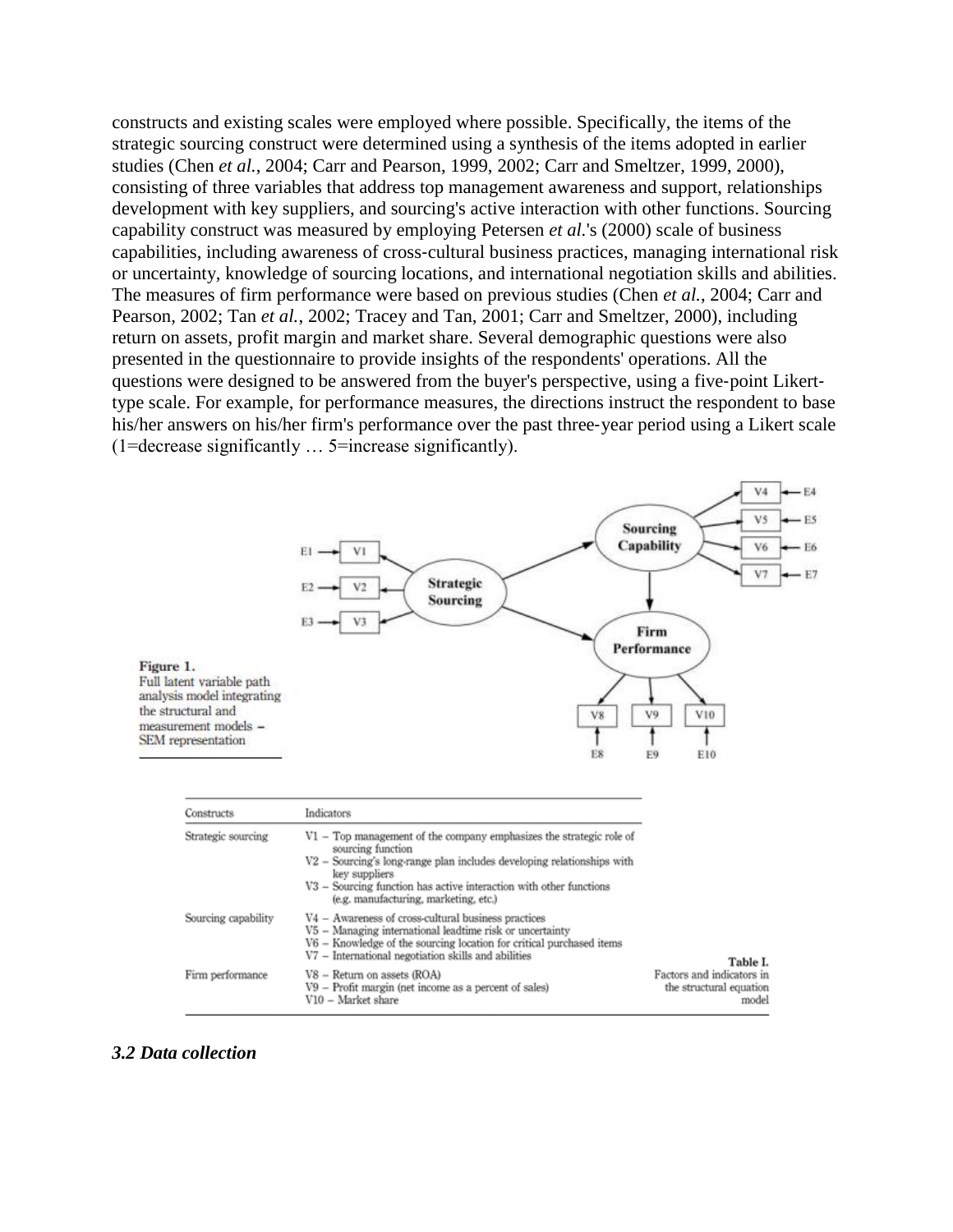constructs and existing scales were employed where possible. Specifically, the items of the strategic sourcing construct were determined using a synthesis of the items adopted in earlier studies (Chen *et al.*, 2004; Carr and Pearson, 1999, 2002; Carr and Smeltzer, 1999, 2000), consisting of three variables that address top management awareness and support, relationships development with key suppliers, and sourcing's active interaction with other functions. Sourcing capability construct was measured by employing Petersen *et al.*'s (2000) scale of business capabilities, including awareness of cross-cultural business practices, managing international risk or uncertainty, knowledge of sourcing locations, and international negotiation skills and abilities. The measures of firm performance were based on previous studies (Chen *et al.*, 2004; Carr and Pearson, 2002; Tan *et al.*, 2002; Tracey and Tan, 2001; Carr and Smeltzer, 2000), including return on assets, profit margin and market share. Several demographic questions were also presented in the questionnaire to provide insights of the respondents' operations. All the questions were designed to be answered from the buyer's perspective, using a five-point Likert-type scale. For example, for performance measures, the directions instruct the respondent to base his/her answers on his/her firm's performance over the past three-year period using a Likert scale (1=decrease significantly … 5=increase significantly).

**Figure 1.** Full latent variable path analysis model integrating the structural and measurement models – SEM representation

**Table I.** Factors and indicators in the structural equation model

| Constructs | Indicators |
|---|---|
| Strategic sourcing | V1 – Top management of the company emphasizes the strategic role of sourcing function<br>V2 – Sourcing's long-range plan includes developing relationships with key suppliers<br>V3 – Sourcing function has active interaction with other functions (e.g. manufacturing, marketing, etc.) |
| Sourcing capability | V4 – Awareness of cross-cultural business practices<br>V5 – Managing international leadtime risk or uncertainty<br>V6 – Knowledge of the sourcing location for critical purchased items<br>V7 – International negotiation skills and abilities |
| Firm performance | V8 – Return on assets (ROA)<br>V9 – Profit margin (net income as a percent of sales)<br>V10 – Market share |

### *3.2 Data collection*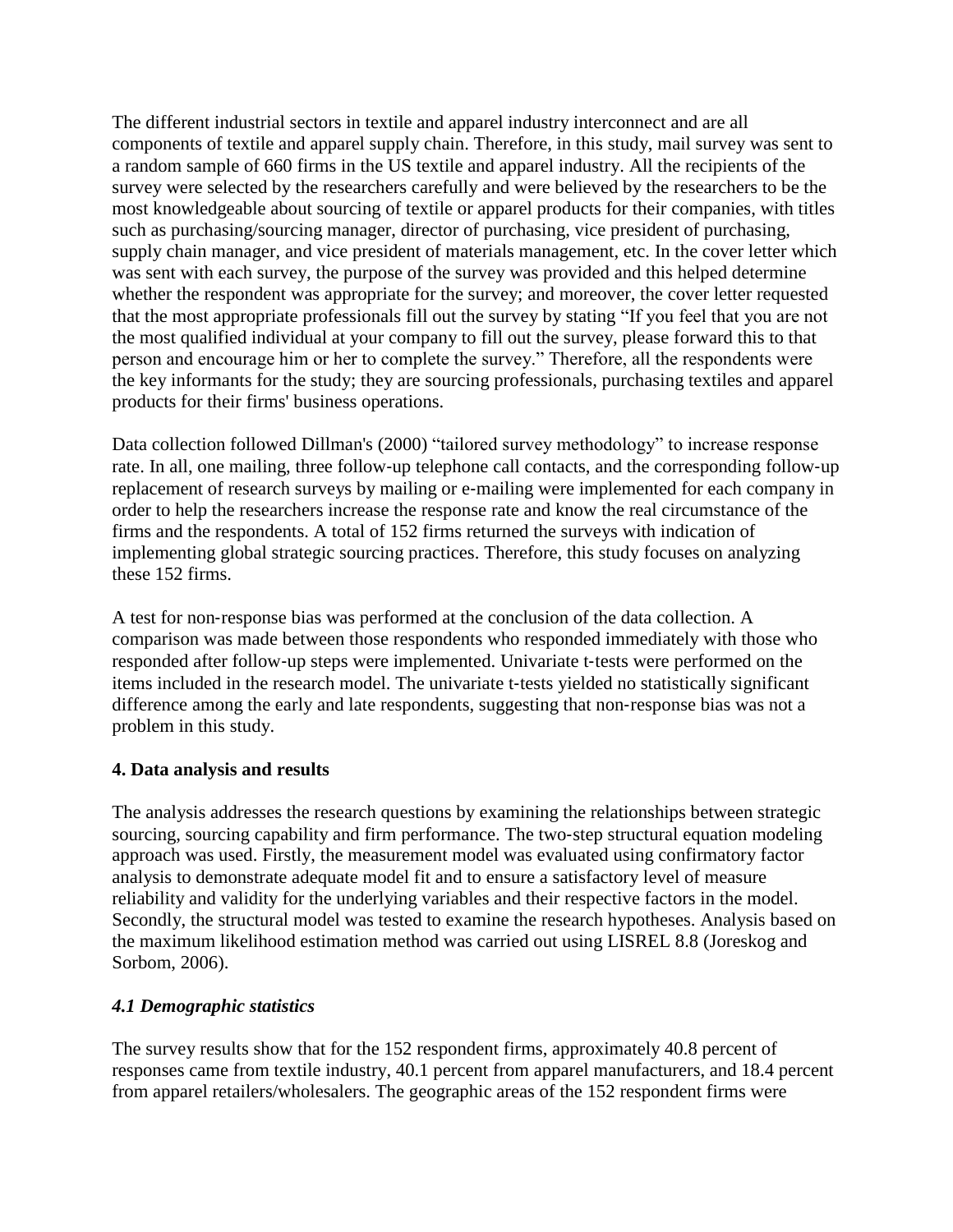The different industrial sectors in textile and apparel industry interconnect and are all components of textile and apparel supply chain. Therefore, in this study, mail survey was sent to a random sample of 660 firms in the US textile and apparel industry. All the recipients of the survey were selected by the researchers carefully and were believed by the researchers to be the most knowledgeable about sourcing of textile or apparel products for their companies, with titles such as purchasing/sourcing manager, director of purchasing, vice president of purchasing, supply chain manager, and vice president of materials management, etc. In the cover letter which was sent with each survey, the purpose of the survey was provided and this helped determine whether the respondent was appropriate for the survey; and moreover, the cover letter requested that the most appropriate professionals fill out the survey by stating "If you feel that you are not the most qualified individual at your company to fill out the survey, please forward this to that person and encourage him or her to complete the survey." Therefore, all the respondents were the key informants for the study; they are sourcing professionals, purchasing textiles and apparel products for their firms' business operations.

Data collection followed Dillman's (2000) "tailored survey methodology" to increase response rate. In all, one mailing, three follow-up telephone call contacts, and the corresponding follow-up replacement of research surveys by mailing or e-mailing were implemented for each company in order to help the researchers increase the response rate and know the real circumstance of the firms and the respondents. A total of 152 firms returned the surveys with indication of implementing global strategic sourcing practices. Therefore, this study focuses on analyzing these 152 firms.

A test for non-response bias was performed at the conclusion of the data collection. A comparison was made between those respondents who responded immediately with those who responded after follow-up steps were implemented. Univariate t-tests were performed on the items included in the research model. The univariate t-tests yielded no statistically significant difference among the early and late respondents, suggesting that non-response bias was not a problem in this study.

## 4. Data analysis and results

The analysis addresses the research questions by examining the relationships between strategic sourcing, sourcing capability and firm performance. The two-step structural equation modeling approach was used. Firstly, the measurement model was evaluated using confirmatory factor analysis to demonstrate adequate model fit and to ensure a satisfactory level of measure reliability and validity for the underlying variables and their respective factors in the model. Secondly, the structural model was tested to examine the research hypotheses. Analysis based on the maximum likelihood estimation method was carried out using LISREL 8.8 (Joreskog and Sorbom, 2006).

### *4.1 Demographic statistics*

The survey results show that for the 152 respondent firms, approximately 40.8 percent of responses came from textile industry, 40.1 percent from apparel manufacturers, and 18.4 percent from apparel retailers/wholesalers. The geographic areas of the 152 respondent firms were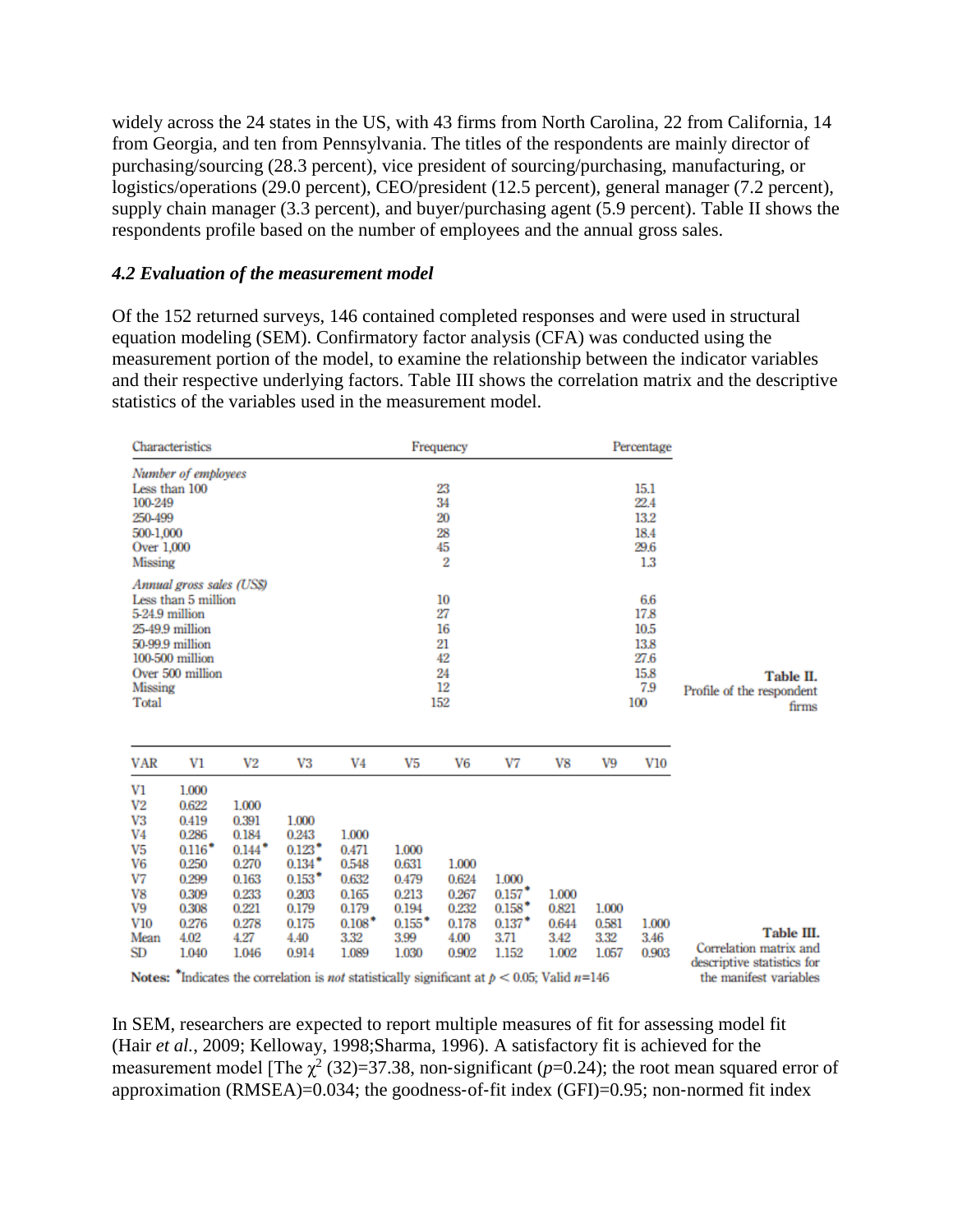widely across the 24 states in the US, with 43 firms from North Carolina, 22 from California, 14 from Georgia, and ten from Pennsylvania. The titles of the respondents are mainly director of purchasing/sourcing (28.3 percent), vice president of sourcing/purchasing, manufacturing, or logistics/operations (29.0 percent), CEO/president (12.5 percent), general manager (7.2 percent), supply chain manager (3.3 percent), and buyer/purchasing agent (5.9 percent). Table II shows the respondents profile based on the number of employees and the annual gross sales.

### *4.2 Evaluation of the measurement model*

Of the 152 returned surveys, 146 contained completed responses and were used in structural equation modeling (SEM). Confirmatory factor analysis (CFA) was conducted using the measurement portion of the model, to examine the relationship between the indicator variables and their respective underlying factors. Table III shows the correlation matrix and the descriptive statistics of the variables used in the measurement model.

| Characteristics | Frequency | Percentage |
|---|---|---|
| *Number of employees* | | |
| Less than 100 | 23 | 15.1 |
| 100-249 | 34 | 22.4 |
| 250-499 | 20 | 13.2 |
| 500-1,000 | 28 | 18.4 |
| Over 1,000 | 45 | 29.6 |
| Missing | 2 | 1.3 |
| *Annual gross sales (US$)* | | |
| Less than 5 million | 10 | 6.6 |
| 5-24.9 million | 27 | 17.8 |
| 25-49.9 million | 16 | 10.5 |
| 50-99.9 million | 21 | 13.8 |
| 100-500 million | 42 | 27.6 |
| Over 500 million | 24 | 15.8 |
| Missing | 12 | 7.9 |
| Total | 152 | 100 |

**Table II.** Profile of the respondent firms

| VAR | V1 | V2 | V3 | V4 | V5 | V6 | V7 | V8 | V9 | V10 |
|---|---|---|---|---|---|---|---|---|---|---|
| V1 | 1.000 | | | | | | | | | |
| V2 | 0.622 | 1.000 | | | | | | | | |
| V3 | 0.419 | 0.391 | 1.000 | | | | | | | |
| V4 | 0.286 | 0.184 | 0.243 | 1.000 | | | | | | |
| V5 | 0.116* | 0.144* | 0.123* | 0.471 | 1.000 | | | | | |
| V6 | 0.250 | 0.270 | 0.134* | 0.548 | 0.631 | 1.000 | | | | |
| V7 | 0.299 | 0.163 | 0.153* | 0.632 | 0.479 | 0.624 | 1.000 | | | |
| V8 | 0.309 | 0.233 | 0.203 | 0.165 | 0.213 | 0.267 | 0.157* | 1.000 | | |
| V9 | 0.308 | 0.221 | 0.179 | 0.179 | 0.194 | 0.232 | 0.158* | 0.821 | 1.000 | |
| V10 | 0.276 | 0.278 | 0.175 | 0.108* | 0.155* | 0.178 | 0.137* | 0.644 | 0.581 | 1.000 |
| Mean | 4.02 | 4.27 | 4.40 | 3.32 | 3.99 | 4.00 | 3.71 | 3.42 | 3.32 | 3.46 |
| SD | 1.040 | 1.046 | 0.914 | 1.089 | 1.030 | 0.902 | 1.152 | 1.002 | 1.057 | 0.903 |

**Notes:** *Indicates the correlation is *not* statistically significant at $p < 0.05$; Valid $n$=146

**Table III.** Correlation matrix and descriptive statistics for the manifest variables

In SEM, researchers are expected to report multiple measures of fit for assessing model fit (Hair *et al.*, 2009; Kelloway, 1998;Sharma, 1996). A satisfactory fit is achieved for the measurement model [The $\chi^2$ (32)=37.38, non-significant ($p$=0.24); the root mean squared error of approximation (RMSEA)=0.034; the goodness-of-fit index (GFI)=0.95; non-normed fit index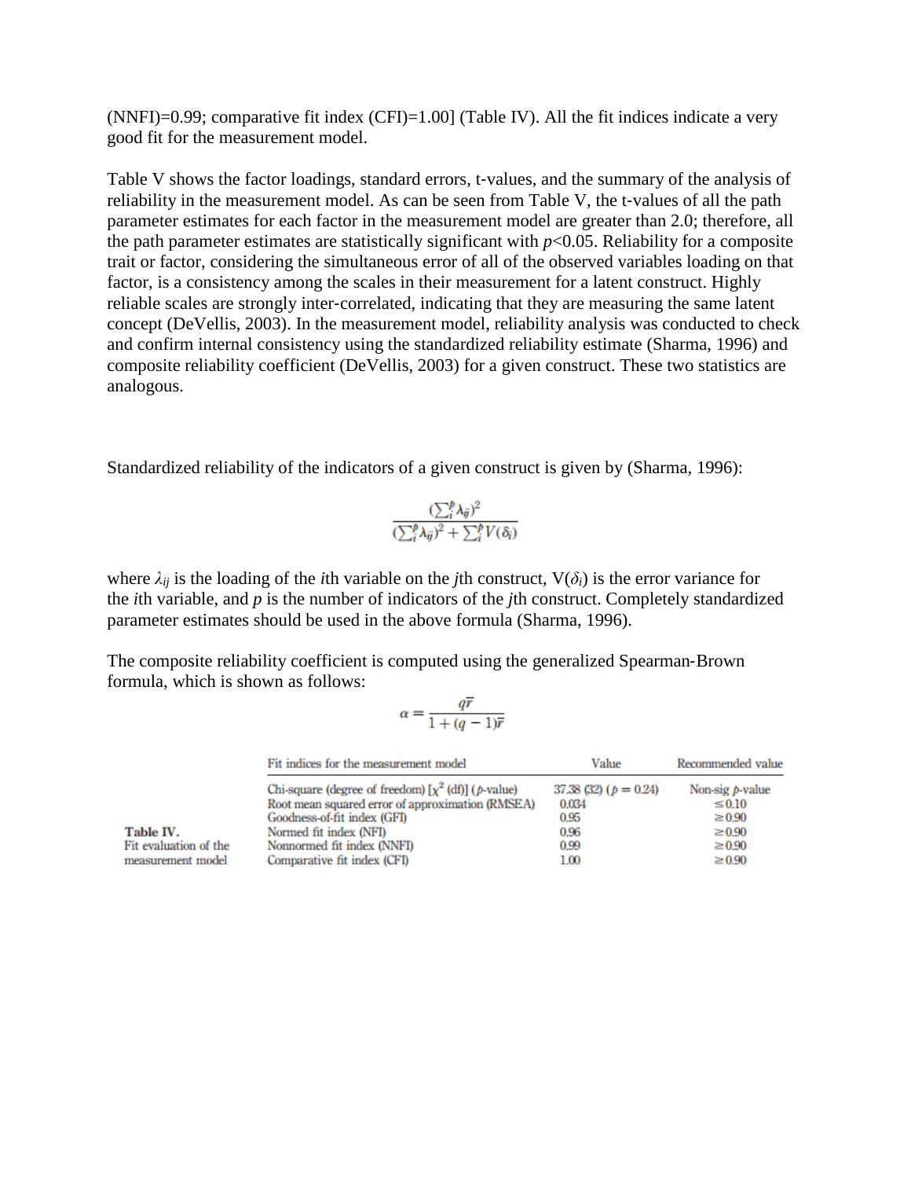(NNFI)=0.99; comparative fit index (CFI)=1.00] (Table IV). All the fit indices indicate a very good fit for the measurement model.

Table V shows the factor loadings, standard errors, t-values, and the summary of the analysis of reliability in the measurement model. As can be seen from Table V, the t-values of all the path parameter estimates for each factor in the measurement model are greater than 2.0; therefore, all the path parameter estimates are statistically significant with $p<0.05$. Reliability for a composite trait or factor, considering the simultaneous error of all of the observed variables loading on that factor, is a consistency among the scales in their measurement for a latent construct. Highly reliable scales are strongly inter-correlated, indicating that they are measuring the same latent concept (DeVellis, 2003). In the measurement model, reliability analysis was conducted to check and confirm internal consistency using the standardized reliability estimate (Sharma, 1996) and composite reliability coefficient (DeVellis, 2003) for a given construct. These two statistics are analogous.

Standardized reliability of the indicators of a given construct is given by (Sharma, 1996):

$$\frac{(\sum_i^p \lambda_{ij})^2}{(\sum_i^p \lambda_{ij})^2 + \sum_i^p V(\delta_i)}$$

where $\lambda_{ij}$ is the loading of the *i*th variable on the *j*th construct, $V(\delta_i)$ is the error variance for the *i*th variable, and *p* is the number of indicators of the *j*th construct. Completely standardized parameter estimates should be used in the above formula (Sharma, 1996).

The composite reliability coefficient is computed using the generalized Spearman-Brown formula, which is shown as follows:

$$\alpha = \frac{q\bar{r}}{1+(q-1)\bar{r}}$$

**Table IV.** Fit evaluation of the measurement model

| Fit indices for the measurement model | Value | Recommended value |
| --- | --- | --- |
| Chi-square (degree of freedom) [$\chi^2$ (df)] (*p*-value) | 37.38 (32) ($p = 0.24$) | Non-sig *p*-value |
| Root mean squared error of approximation (RMSEA) | 0.034 | $\leq 0.10$ |
| Goodness-of-fit index (GFI) | 0.95 | $\geq 0.90$ |
| Normed fit index (NFI) | 0.96 | $\geq 0.90$ |
| Nonnormed fit index (NNFI) | 0.99 | $\geq 0.90$ |
| Comparative fit index (CFI) | 1.00 | $\geq 0.90$ |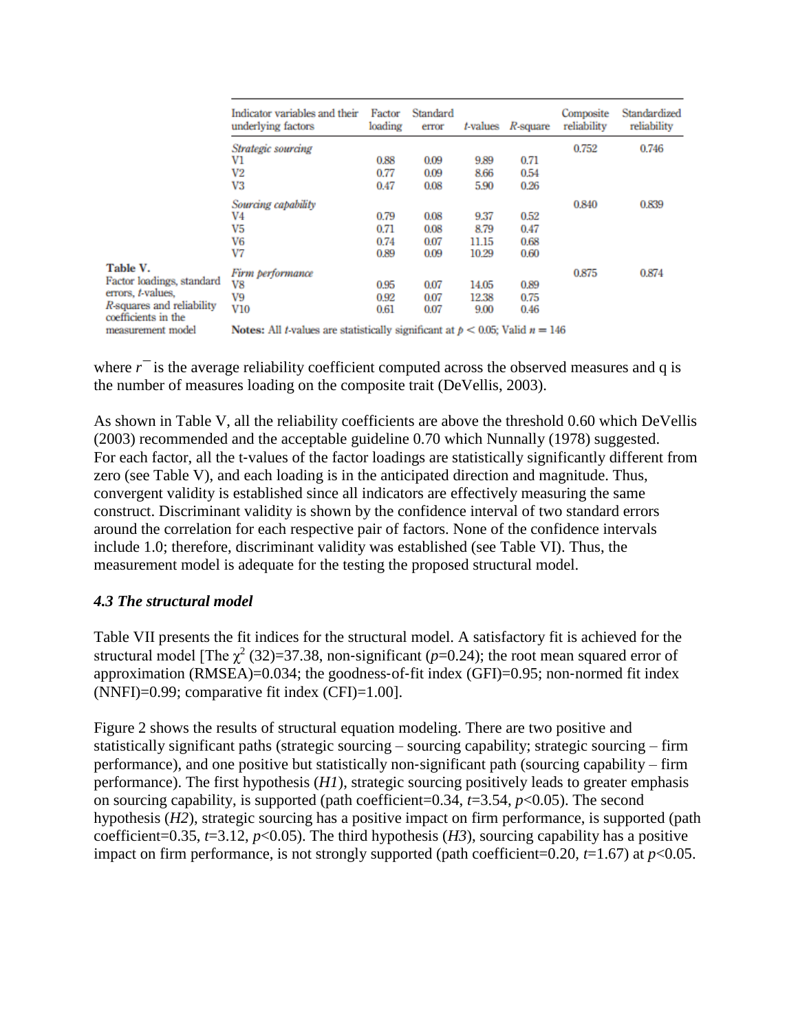**Table V.** Factor loadings, standard errors, *t*-values, *R*-squares and reliability coefficients in the measurement model

| Indicator variables and their underlying factors | Factor loading | Standard error | *t*-values | *R*-square | Composite reliability | Standardized reliability |
|---|---|---|---|---|---|---|
| *Strategic sourcing* | | | | | 0.752 | 0.746 |
| V1 | 0.88 | 0.09 | 9.89 | 0.71 | | |
| V2 | 0.77 | 0.09 | 8.66 | 0.54 | | |
| V3 | 0.47 | 0.08 | 5.90 | 0.26 | | |
| *Sourcing capability* | | | | | 0.840 | 0.839 |
| V4 | 0.79 | 0.08 | 9.37 | 0.52 | | |
| V5 | 0.71 | 0.08 | 8.79 | 0.47 | | |
| V6 | 0.74 | 0.07 | 11.15 | 0.68 | | |
| V7 | 0.89 | 0.09 | 10.29 | 0.60 | | |
| *Firm performance* | | | | | 0.875 | 0.874 |
| V8 | 0.95 | 0.07 | 14.05 | 0.89 | | |
| V9 | 0.92 | 0.07 | 12.38 | 0.75 | | |
| V10 | 0.61 | 0.07 | 9.00 | 0.46 | | |

**Notes:** All *t*-values are statistically significant at $p < 0.05$; Valid $n = 146$

where $\bar{r}$ is the average reliability coefficient computed across the observed measures and q is the number of measures loading on the composite trait (DeVellis, 2003).

As shown in Table V, all the reliability coefficients are above the threshold 0.60 which DeVellis (2003) recommended and the acceptable guideline 0.70 which Nunnally (1978) suggested. For each factor, all the t-values of the factor loadings are statistically significantly different from zero (see Table V), and each loading is in the anticipated direction and magnitude. Thus, convergent validity is established since all indicators are effectively measuring the same construct. Discriminant validity is shown by the confidence interval of two standard errors around the correlation for each respective pair of factors. None of the confidence intervals include 1.0; therefore, discriminant validity was established (see Table VI). Thus, the measurement model is adequate for the testing the proposed structural model.

### *4.3 The structural model*

Table VII presents the fit indices for the structural model. A satisfactory fit is achieved for the structural model [The $\chi^2$ (32)=37.38, non-significant ($p$=0.24); the root mean squared error of approximation (RMSEA)=0.034; the goodness-of-fit index (GFI)=0.95; non-normed fit index (NNFI)=0.99; comparative fit index (CFI)=1.00].

Figure 2 shows the results of structural equation modeling. There are two positive and statistically significant paths (strategic sourcing – sourcing capability; strategic sourcing – firm performance), and one positive but statistically non-significant path (sourcing capability – firm performance). The first hypothesis (*H1*), strategic sourcing positively leads to greater emphasis on sourcing capability, is supported (path coefficient=0.34, $t$=3.54, $p$<0.05). The second hypothesis (*H2*), strategic sourcing has a positive impact on firm performance, is supported (path coefficient=0.35, $t$=3.12, $p$<0.05). The third hypothesis (*H3*), sourcing capability has a positive impact on firm performance, is not strongly supported (path coefficient=0.20, $t$=1.67) at $p$<0.05.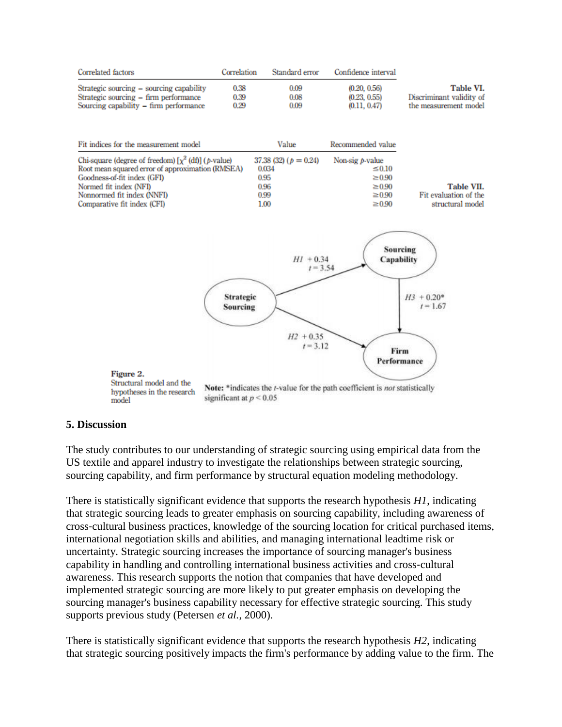**Table VI.** Discriminant validity of the measurement model

| Correlated factors | Correlation | Standard error | Confidence interval |
|---|---|---|---|
| Strategic sourcing – sourcing capability | 0.38 | 0.09 | (0.20, 0.56) |
| Strategic sourcing – firm performance | 0.39 | 0.08 | (0.23, 0.55) |
| Sourcing capability – firm performance | 0.29 | 0.09 | (0.11, 0.47) |

**Table VII.** Fit evaluation of the structural model

| Fit indices for the measurement model | Value | Recommended value |
|---|---|---|
| Chi-square (degree of freedom) [$\chi^2$ (df)] ($p$-value) | 37.38 (32) ($p = 0.24$) | Non-sig $p$-value |
| Root mean squared error of approximation (RMSEA) | 0.034 | $\leq 0.10$ |
| Goodness-of-fit index (GFI) | 0.95 | $\geq 0.90$ |
| Normed fit index (NFI) | 0.96 | $\geq 0.90$ |
| Nonnormed fit index (NNFI) | 0.99 | $\geq 0.90$ |
| Comparative fit index (CFI) | 1.00 | $\geq 0.90$ |

Strategic Sourcing → Sourcing Capability: *H1* +0.34, $t = 3.54$

Strategic Sourcing → Firm Performance: *H2* +0.35, $t = 3.12$

Sourcing Capability → Firm Performance: *H3* +0.20*, $t = 1.67$

**Figure 2.** Structural model and the hypotheses in the research model

**Note:** *indicates the $t$-value for the path coefficient is *not* statistically significant at $p < 0.05$

## 5. Discussion

The study contributes to our understanding of strategic sourcing using empirical data from the US textile and apparel industry to investigate the relationships between strategic sourcing, sourcing capability, and firm performance by structural equation modeling methodology.

There is statistically significant evidence that supports the research hypothesis *H1*, indicating that strategic sourcing leads to greater emphasis on sourcing capability, including awareness of cross-cultural business practices, knowledge of the sourcing location for critical purchased items, international negotiation skills and abilities, and managing international leadtime risk or uncertainty. Strategic sourcing increases the importance of sourcing manager's business capability in handling and controlling international business activities and cross-cultural awareness. This research supports the notion that companies that have developed and implemented strategic sourcing are more likely to put greater emphasis on developing the sourcing manager's business capability necessary for effective strategic sourcing. This study supports previous study (Petersen *et al.*, 2000).

There is statistically significant evidence that supports the research hypothesis *H2*, indicating that strategic sourcing positively impacts the firm's performance by adding value to the firm. The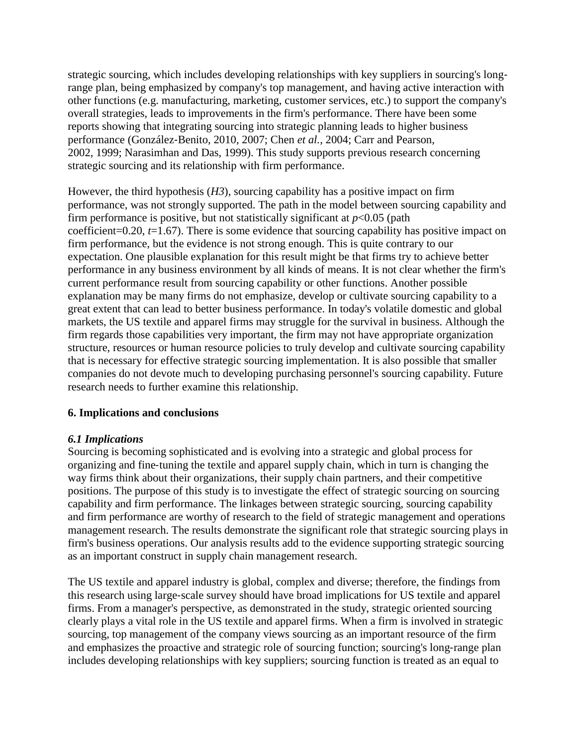strategic sourcing, which includes developing relationships with key suppliers in sourcing's long-range plan, being emphasized by company's top management, and having active interaction with other functions (e.g. manufacturing, marketing, customer services, etc.) to support the company's overall strategies, leads to improvements in the firm's performance. There have been some reports showing that integrating sourcing into strategic planning leads to higher business performance (González-Benito, 2010, 2007; Chen *et al.*, 2004; Carr and Pearson, 2002, 1999; Narasimhan and Das, 1999). This study supports previous research concerning strategic sourcing and its relationship with firm performance.

However, the third hypothesis (*H3*), sourcing capability has a positive impact on firm performance, was not strongly supported. The path in the model between sourcing capability and firm performance is positive, but not statistically significant at $p<0.05$ (path coefficient=0.20, $t=1.67$). There is some evidence that sourcing capability has positive impact on firm performance, but the evidence is not strong enough. This is quite contrary to our expectation. One plausible explanation for this result might be that firms try to achieve better performance in any business environment by all kinds of means. It is not clear whether the firm's current performance result from sourcing capability or other functions. Another possible explanation may be many firms do not emphasize, develop or cultivate sourcing capability to a great extent that can lead to better business performance. In today's volatile domestic and global markets, the US textile and apparel firms may struggle for the survival in business. Although the firm regards those capabilities very important, the firm may not have appropriate organization structure, resources or human resource policies to truly develop and cultivate sourcing capability that is necessary for effective strategic sourcing implementation. It is also possible that smaller companies do not devote much to developing purchasing personnel's sourcing capability. Future research needs to further examine this relationship.

## 6. Implications and conclusions

### *6.1 Implications*

Sourcing is becoming sophisticated and is evolving into a strategic and global process for organizing and fine-tuning the textile and apparel supply chain, which in turn is changing the way firms think about their organizations, their supply chain partners, and their competitive positions. The purpose of this study is to investigate the effect of strategic sourcing on sourcing capability and firm performance. The linkages between strategic sourcing, sourcing capability and firm performance are worthy of research to the field of strategic management and operations management research. The results demonstrate the significant role that strategic sourcing plays in firm's business operations. Our analysis results add to the evidence supporting strategic sourcing as an important construct in supply chain management research.

The US textile and apparel industry is global, complex and diverse; therefore, the findings from this research using large-scale survey should have broad implications for US textile and apparel firms. From a manager's perspective, as demonstrated in the study, strategic oriented sourcing clearly plays a vital role in the US textile and apparel firms. When a firm is involved in strategic sourcing, top management of the company views sourcing as an important resource of the firm and emphasizes the proactive and strategic role of sourcing function; sourcing's long-range plan includes developing relationships with key suppliers; sourcing function is treated as an equal to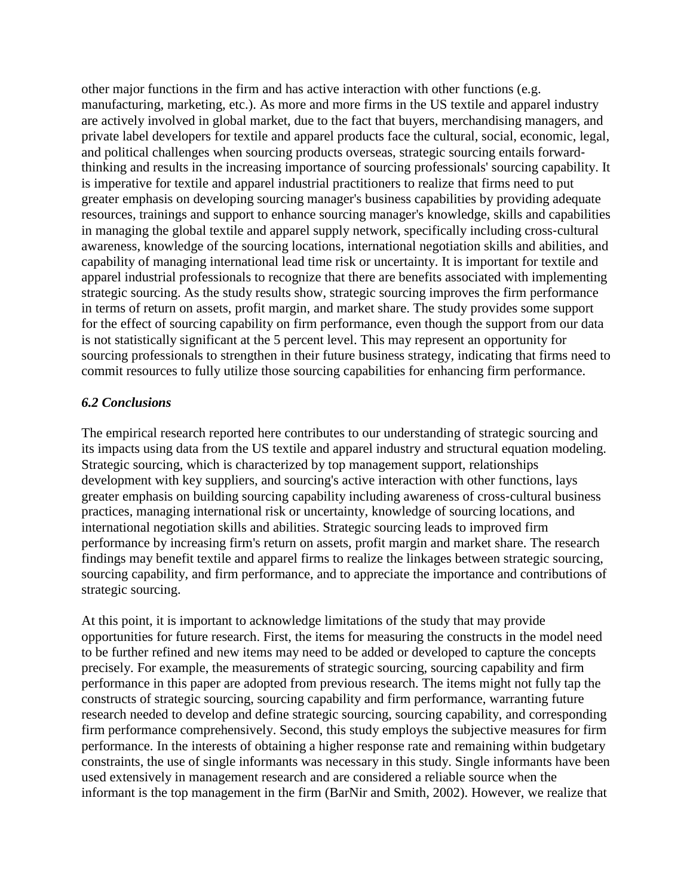other major functions in the firm and has active interaction with other functions (e.g. manufacturing, marketing, etc.). As more and more firms in the US textile and apparel industry are actively involved in global market, due to the fact that buyers, merchandising managers, and private label developers for textile and apparel products face the cultural, social, economic, legal, and political challenges when sourcing products overseas, strategic sourcing entails forward-thinking and results in the increasing importance of sourcing professionals' sourcing capability. It is imperative for textile and apparel industrial practitioners to realize that firms need to put greater emphasis on developing sourcing manager's business capabilities by providing adequate resources, trainings and support to enhance sourcing manager's knowledge, skills and capabilities in managing the global textile and apparel supply network, specifically including cross-cultural awareness, knowledge of the sourcing locations, international negotiation skills and abilities, and capability of managing international lead time risk or uncertainty. It is important for textile and apparel industrial professionals to recognize that there are benefits associated with implementing strategic sourcing. As the study results show, strategic sourcing improves the firm performance in terms of return on assets, profit margin, and market share. The study provides some support for the effect of sourcing capability on firm performance, even though the support from our data is not statistically significant at the 5 percent level. This may represent an opportunity for sourcing professionals to strengthen in their future business strategy, indicating that firms need to commit resources to fully utilize those sourcing capabilities for enhancing firm performance.

### *6.2 Conclusions*

The empirical research reported here contributes to our understanding of strategic sourcing and its impacts using data from the US textile and apparel industry and structural equation modeling. Strategic sourcing, which is characterized by top management support, relationships development with key suppliers, and sourcing's active interaction with other functions, lays greater emphasis on building sourcing capability including awareness of cross-cultural business practices, managing international risk or uncertainty, knowledge of sourcing locations, and international negotiation skills and abilities. Strategic sourcing leads to improved firm performance by increasing firm's return on assets, profit margin and market share. The research findings may benefit textile and apparel firms to realize the linkages between strategic sourcing, sourcing capability, and firm performance, and to appreciate the importance and contributions of strategic sourcing.

At this point, it is important to acknowledge limitations of the study that may provide opportunities for future research. First, the items for measuring the constructs in the model need to be further refined and new items may need to be added or developed to capture the concepts precisely. For example, the measurements of strategic sourcing, sourcing capability and firm performance in this paper are adopted from previous research. The items might not fully tap the constructs of strategic sourcing, sourcing capability and firm performance, warranting future research needed to develop and define strategic sourcing, sourcing capability, and corresponding firm performance comprehensively. Second, this study employs the subjective measures for firm performance. In the interests of obtaining a higher response rate and remaining within budgetary constraints, the use of single informants was necessary in this study. Single informants have been used extensively in management research and are considered a reliable source when the informant is the top management in the firm (BarNir and Smith, 2002). However, we realize that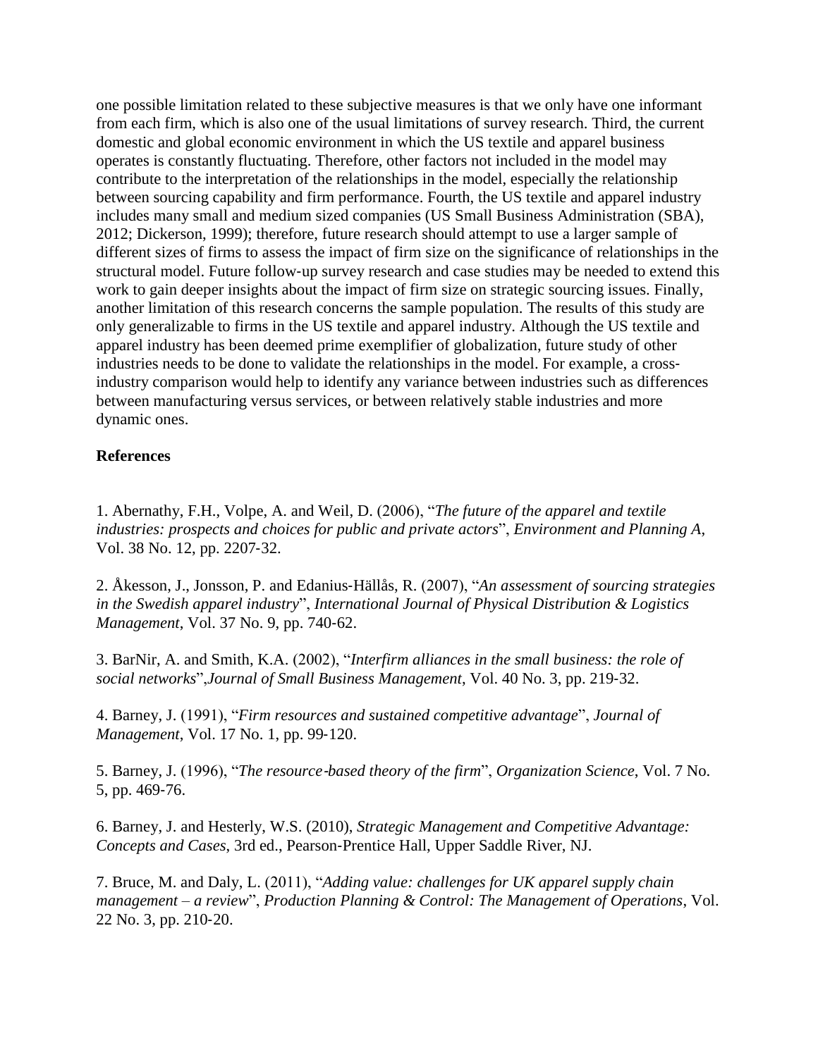one possible limitation related to these subjective measures is that we only have one informant from each firm, which is also one of the usual limitations of survey research. Third, the current domestic and global economic environment in which the US textile and apparel business operates is constantly fluctuating. Therefore, other factors not included in the model may contribute to the interpretation of the relationships in the model, especially the relationship between sourcing capability and firm performance. Fourth, the US textile and apparel industry includes many small and medium sized companies (US Small Business Administration (SBA), 2012; Dickerson, 1999); therefore, future research should attempt to use a larger sample of different sizes of firms to assess the impact of firm size on the significance of relationships in the structural model. Future follow‐up survey research and case studies may be needed to extend this work to gain deeper insights about the impact of firm size on strategic sourcing issues. Finally, another limitation of this research concerns the sample population. The results of this study are only generalizable to firms in the US textile and apparel industry. Although the US textile and apparel industry has been deemed prime exemplifier of globalization, future study of other industries needs to be done to validate the relationships in the model. For example, a cross‐industry comparison would help to identify any variance between industries such as differences between manufacturing versus services, or between relatively stable industries and more dynamic ones.

**References**

1. Abernathy, F.H., Volpe, A. and Weil, D. (2006), "*The future of the apparel and textile industries: prospects and choices for public and private actors*", *Environment and Planning A*, Vol. 38 No. 12, pp. 2207‐32.

2. Åkesson, J., Jonsson, P. and Edanius‐Hällås, R. (2007), "*An assessment of sourcing strategies in the Swedish apparel industry*", *International Journal of Physical Distribution & Logistics Management*, Vol. 37 No. 9, pp. 740‐62.

3. BarNir, A. and Smith, K.A. (2002), "*Interfirm alliances in the small business: the role of social networks*",*Journal of Small Business Management*, Vol. 40 No. 3, pp. 219‐32.

4. Barney, J. (1991), "*Firm resources and sustained competitive advantage*", *Journal of Management*, Vol. 17 No. 1, pp. 99‐120.

5. Barney, J. (1996), "*The resource‐based theory of the firm*", *Organization Science*, Vol. 7 No. 5, pp. 469‐76.

6. Barney, J. and Hesterly, W.S. (2010), *Strategic Management and Competitive Advantage: Concepts and Cases*, 3rd ed., Pearson‐Prentice Hall, Upper Saddle River, NJ.

7. Bruce, M. and Daly, L. (2011), "*Adding value: challenges for UK apparel supply chain management – a review*", *Production Planning & Control: The Management of Operations*, Vol. 22 No. 3, pp. 210‐20.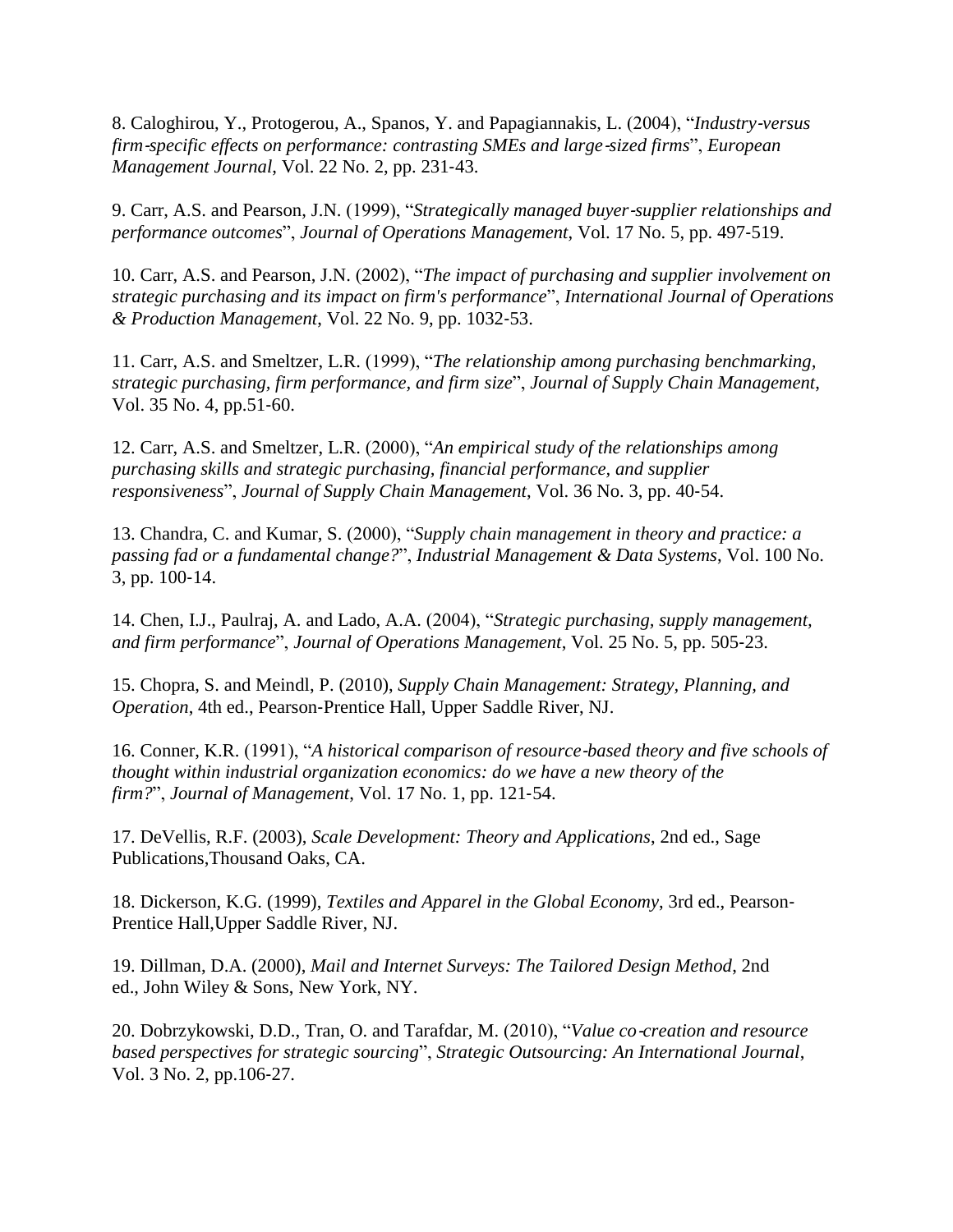8. Caloghirou, Y., Protogerou, A., Spanos, Y. and Papagiannakis, L. (2004), "*Industry-versus firm-specific effects on performance: contrasting SMEs and large-sized firms*", *European Management Journal*, Vol. 22 No. 2, pp. 231-43.

9. Carr, A.S. and Pearson, J.N. (1999), "*Strategically managed buyer-supplier relationships and performance outcomes*", *Journal of Operations Management*, Vol. 17 No. 5, pp. 497-519.

10. Carr, A.S. and Pearson, J.N. (2002), "*The impact of purchasing and supplier involvement on strategic purchasing and its impact on firm's performance*", *International Journal of Operations & Production Management*, Vol. 22 No. 9, pp. 1032-53.

11. Carr, A.S. and Smeltzer, L.R. (1999), "*The relationship among purchasing benchmarking, strategic purchasing, firm performance, and firm size*", *Journal of Supply Chain Management*, Vol. 35 No. 4, pp.51-60.

12. Carr, A.S. and Smeltzer, L.R. (2000), "*An empirical study of the relationships among purchasing skills and strategic purchasing, financial performance, and supplier responsiveness*", *Journal of Supply Chain Management*, Vol. 36 No. 3, pp. 40-54.

13. Chandra, C. and Kumar, S. (2000), "*Supply chain management in theory and practice: a passing fad or a fundamental change?*", *Industrial Management & Data Systems*, Vol. 100 No. 3, pp. 100-14.

14. Chen, I.J., Paulraj, A. and Lado, A.A. (2004), "*Strategic purchasing, supply management, and firm performance*", *Journal of Operations Management*, Vol. 25 No. 5, pp. 505-23.

15. Chopra, S. and Meindl, P. (2010), *Supply Chain Management: Strategy, Planning, and Operation*, 4th ed., Pearson-Prentice Hall, Upper Saddle River, NJ.

16. Conner, K.R. (1991), "*A historical comparison of resource-based theory and five schools of thought within industrial organization economics: do we have a new theory of the firm?*", *Journal of Management*, Vol. 17 No. 1, pp. 121-54.

17. DeVellis, R.F. (2003), *Scale Development: Theory and Applications*, 2nd ed., Sage Publications,Thousand Oaks, CA.

18. Dickerson, K.G. (1999), *Textiles and Apparel in the Global Economy*, 3rd ed., Pearson-Prentice Hall,Upper Saddle River, NJ.

19. Dillman, D.A. (2000), *Mail and Internet Surveys: The Tailored Design Method*, 2nd ed., John Wiley & Sons, New York, NY.

20. Dobrzykowski, D.D., Tran, O. and Tarafdar, M. (2010), "*Value co-creation and resource based perspectives for strategic sourcing*", *Strategic Outsourcing: An International Journal*, Vol. 3 No. 2, pp.106-27.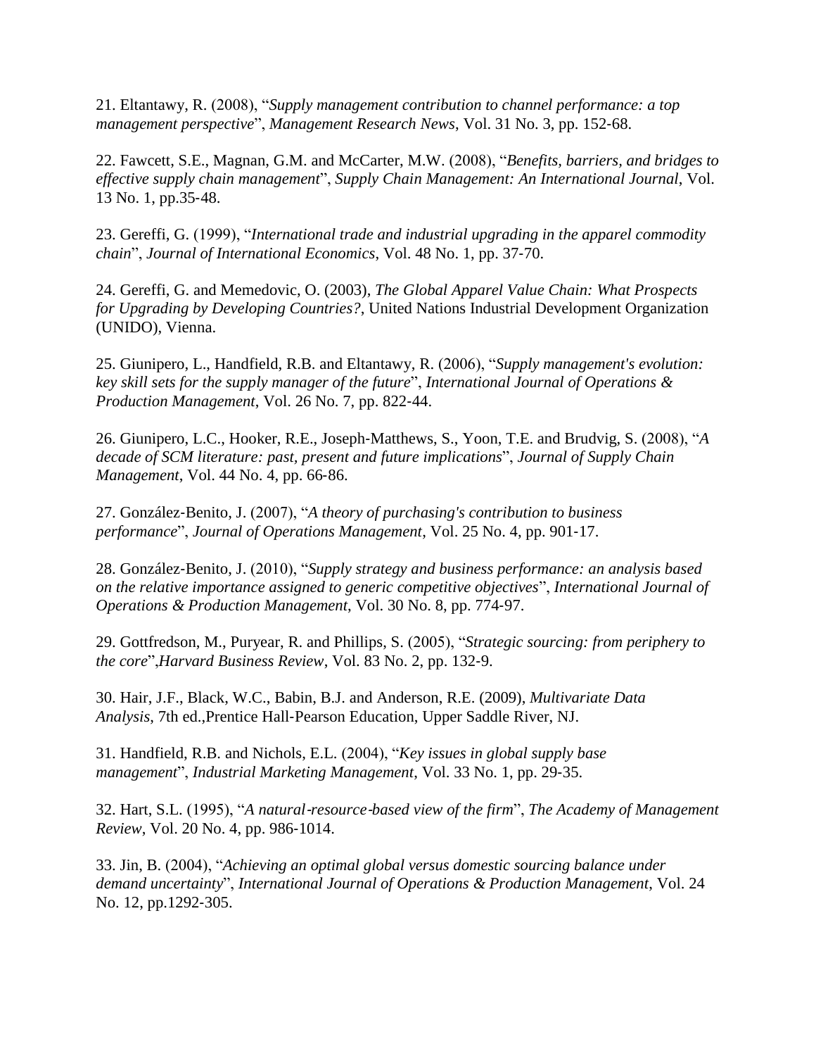21. Eltantawy, R. (2008), "*Supply management contribution to channel performance: a top management perspective*", *Management Research News*, Vol. 31 No. 3, pp. 152-68.

22. Fawcett, S.E., Magnan, G.M. and McCarter, M.W. (2008), "*Benefits, barriers, and bridges to effective supply chain management*", *Supply Chain Management: An International Journal*, Vol. 13 No. 1, pp.35-48.

23. Gereffi, G. (1999), "*International trade and industrial upgrading in the apparel commodity chain*", *Journal of International Economics*, Vol. 48 No. 1, pp. 37-70.

24. Gereffi, G. and Memedovic, O. (2003), *The Global Apparel Value Chain: What Prospects for Upgrading by Developing Countries?*, United Nations Industrial Development Organization (UNIDO), Vienna.

25. Giunipero, L., Handfield, R.B. and Eltantawy, R. (2006), "*Supply management's evolution: key skill sets for the supply manager of the future*", *International Journal of Operations & Production Management*, Vol. 26 No. 7, pp. 822-44.

26. Giunipero, L.C., Hooker, R.E., Joseph-Matthews, S., Yoon, T.E. and Brudvig, S. (2008), "*A decade of SCM literature: past, present and future implications*", *Journal of Supply Chain Management*, Vol. 44 No. 4, pp. 66-86.

27. González-Benito, J. (2007), "*A theory of purchasing's contribution to business performance*", *Journal of Operations Management*, Vol. 25 No. 4, pp. 901-17.

28. González-Benito, J. (2010), "*Supply strategy and business performance: an analysis based on the relative importance assigned to generic competitive objectives*", *International Journal of Operations & Production Management*, Vol. 30 No. 8, pp. 774-97.

29. Gottfredson, M., Puryear, R. and Phillips, S. (2005), "*Strategic sourcing: from periphery to the core*",*Harvard Business Review*, Vol. 83 No. 2, pp. 132-9.

30. Hair, J.F., Black, W.C., Babin, B.J. and Anderson, R.E. (2009), *Multivariate Data Analysis*, 7th ed.,Prentice Hall-Pearson Education, Upper Saddle River, NJ.

31. Handfield, R.B. and Nichols, E.L. (2004), "*Key issues in global supply base management*", *Industrial Marketing Management*, Vol. 33 No. 1, pp. 29-35.

32. Hart, S.L. (1995), "*A natural-resource-based view of the firm*", *The Academy of Management Review*, Vol. 20 No. 4, pp. 986-1014.

33. Jin, B. (2004), "*Achieving an optimal global versus domestic sourcing balance under demand uncertainty*", *International Journal of Operations & Production Management*, Vol. 24 No. 12, pp.1292-305.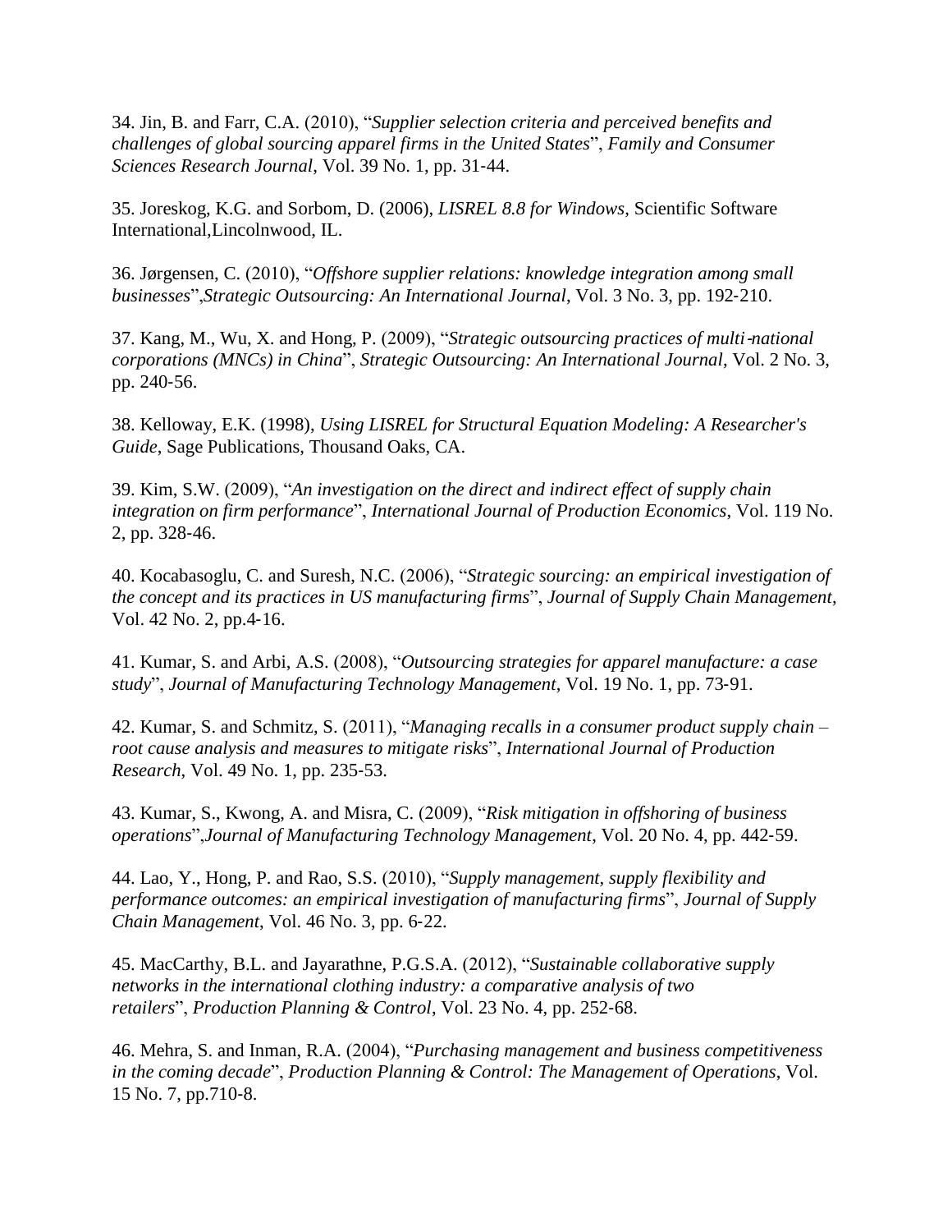34. Jin, B. and Farr, C.A. (2010), "*Supplier selection criteria and perceived benefits and challenges of global sourcing apparel firms in the United States*", *Family and Consumer Sciences Research Journal*, Vol. 39 No. 1, pp. 31-44.

35. Joreskog, K.G. and Sorbom, D. (2006), *LISREL 8.8 for Windows*, Scientific Software International,Lincolnwood, IL.

36. Jørgensen, C. (2010), "*Offshore supplier relations: knowledge integration among small businesses*",*Strategic Outsourcing: An International Journal*, Vol. 3 No. 3, pp. 192-210.

37. Kang, M., Wu, X. and Hong, P. (2009), "*Strategic outsourcing practices of multi-national corporations (MNCs) in China*", *Strategic Outsourcing: An International Journal*, Vol. 2 No. 3, pp. 240-56.

38. Kelloway, E.K. (1998), *Using LISREL for Structural Equation Modeling: A Researcher's Guide*, Sage Publications, Thousand Oaks, CA.

39. Kim, S.W. (2009), "*An investigation on the direct and indirect effect of supply chain integration on firm performance*", *International Journal of Production Economics*, Vol. 119 No. 2, pp. 328-46.

40. Kocabasoglu, C. and Suresh, N.C. (2006), "*Strategic sourcing: an empirical investigation of the concept and its practices in US manufacturing firms*", *Journal of Supply Chain Management*, Vol. 42 No. 2, pp.4-16.

41. Kumar, S. and Arbi, A.S. (2008), "*Outsourcing strategies for apparel manufacture: a case study*", *Journal of Manufacturing Technology Management*, Vol. 19 No. 1, pp. 73-91.

42. Kumar, S. and Schmitz, S. (2011), "*Managing recalls in a consumer product supply chain – root cause analysis and measures to mitigate risks*", *International Journal of Production Research*, Vol. 49 No. 1, pp. 235-53.

43. Kumar, S., Kwong, A. and Misra, C. (2009), "*Risk mitigation in offshoring of business operations*",*Journal of Manufacturing Technology Management*, Vol. 20 No. 4, pp. 442-59.

44. Lao, Y., Hong, P. and Rao, S.S. (2010), "*Supply management, supply flexibility and performance outcomes: an empirical investigation of manufacturing firms*", *Journal of Supply Chain Management*, Vol. 46 No. 3, pp. 6-22.

45. MacCarthy, B.L. and Jayarathne, P.G.S.A. (2012), "*Sustainable collaborative supply networks in the international clothing industry: a comparative analysis of two retailers*", *Production Planning & Control*, Vol. 23 No. 4, pp. 252-68.

46. Mehra, S. and Inman, R.A. (2004), "*Purchasing management and business competitiveness in the coming decade*", *Production Planning & Control: The Management of Operations*, Vol. 15 No. 7, pp.710-8.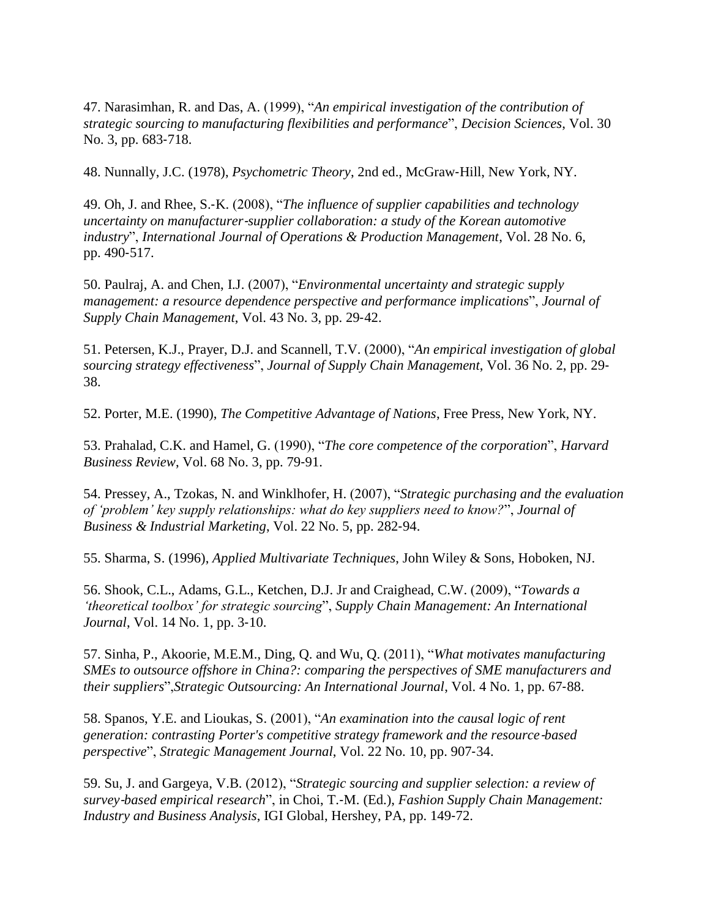47. Narasimhan, R. and Das, A. (1999), "*An empirical investigation of the contribution of strategic sourcing to manufacturing flexibilities and performance*", *Decision Sciences*, Vol. 30 No. 3, pp. 683-718.

48. Nunnally, J.C. (1978), *Psychometric Theory*, 2nd ed., McGraw-Hill, New York, NY.

49. Oh, J. and Rhee, S.-K. (2008), "*The influence of supplier capabilities and technology uncertainty on manufacturer-supplier collaboration: a study of the Korean automotive industry*", *International Journal of Operations & Production Management*, Vol. 28 No. 6, pp. 490-517.

50. Paulraj, A. and Chen, I.J. (2007), "*Environmental uncertainty and strategic supply management: a resource dependence perspective and performance implications*", *Journal of Supply Chain Management*, Vol. 43 No. 3, pp. 29-42.

51. Petersen, K.J., Prayer, D.J. and Scannell, T.V. (2000), "*An empirical investigation of global sourcing strategy effectiveness*", *Journal of Supply Chain Management*, Vol. 36 No. 2, pp. 29-38.

52. Porter, M.E. (1990), *The Competitive Advantage of Nations*, Free Press, New York, NY.

53. Prahalad, C.K. and Hamel, G. (1990), "*The core competence of the corporation*", *Harvard Business Review*, Vol. 68 No. 3, pp. 79-91.

54. Pressey, A., Tzokas, N. and Winklhofer, H. (2007), "*Strategic purchasing and the evaluation of 'problem' key supply relationships: what do key suppliers need to know?*", *Journal of Business & Industrial Marketing*, Vol. 22 No. 5, pp. 282-94.

55. Sharma, S. (1996), *Applied Multivariate Techniques*, John Wiley & Sons, Hoboken, NJ.

56. Shook, C.L., Adams, G.L., Ketchen, D.J. Jr and Craighead, C.W. (2009), "*Towards a 'theoretical toolbox' for strategic sourcing*", *Supply Chain Management: An International Journal*, Vol. 14 No. 1, pp. 3-10.

57. Sinha, P., Akoorie, M.E.M., Ding, Q. and Wu, Q. (2011), "*What motivates manufacturing SMEs to outsource offshore in China?: comparing the perspectives of SME manufacturers and their suppliers*",*Strategic Outsourcing: An International Journal*, Vol. 4 No. 1, pp. 67-88.

58. Spanos, Y.E. and Lioukas, S. (2001), "*An examination into the causal logic of rent generation: contrasting Porter's competitive strategy framework and the resource-based perspective*", *Strategic Management Journal*, Vol. 22 No. 10, pp. 907-34.

59. Su, J. and Gargeya, V.B. (2012), "*Strategic sourcing and supplier selection: a review of survey-based empirical research*", in Choi, T.-M. (Ed.), *Fashion Supply Chain Management: Industry and Business Analysis*, IGI Global, Hershey, PA, pp. 149-72.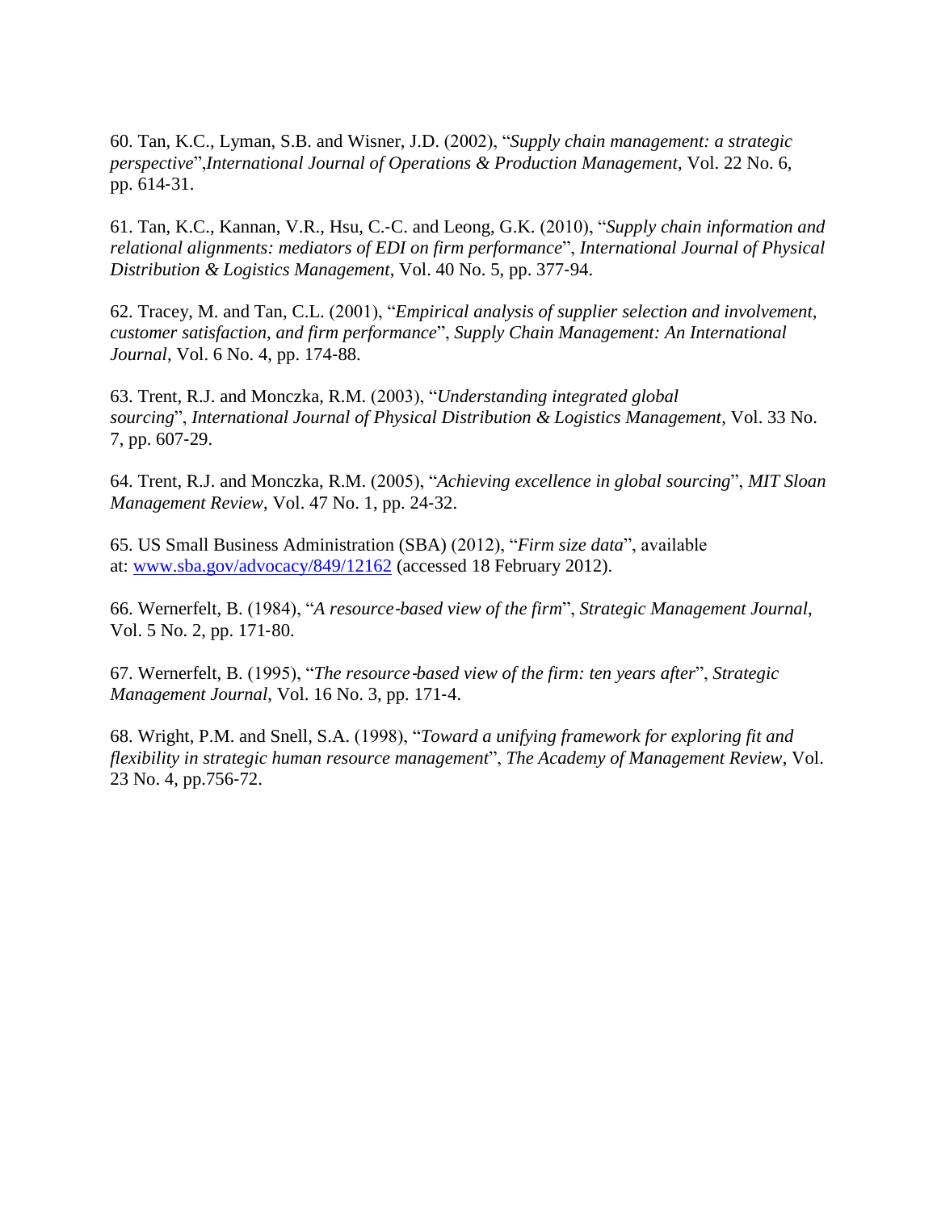60. Tan, K.C., Lyman, S.B. and Wisner, J.D. (2002), "*Supply chain management: a strategic perspective*",*International Journal of Operations & Production Management*, Vol. 22 No. 6, pp. 614-31.

61. Tan, K.C., Kannan, V.R., Hsu, C.-C. and Leong, G.K. (2010), "*Supply chain information and relational alignments: mediators of EDI on firm performance*", *International Journal of Physical Distribution & Logistics Management*, Vol. 40 No. 5, pp. 377-94.

62. Tracey, M. and Tan, C.L. (2001), "*Empirical analysis of supplier selection and involvement, customer satisfaction, and firm performance*", *Supply Chain Management: An International Journal*, Vol. 6 No. 4, pp. 174-88.

63. Trent, R.J. and Monczka, R.M. (2003), "*Understanding integrated global sourcing*", *International Journal of Physical Distribution & Logistics Management*, Vol. 33 No. 7, pp. 607-29.

64. Trent, R.J. and Monczka, R.M. (2005), "*Achieving excellence in global sourcing*", *MIT Sloan Management Review*, Vol. 47 No. 1, pp. 24-32.

65. US Small Business Administration (SBA) (2012), "*Firm size data*", available at: [www.sba.gov/advocacy/849/12162](www.sba.gov/advocacy/849/12162) (accessed 18 February 2012).

66. Wernerfelt, B. (1984), "*A resource-based view of the firm*", *Strategic Management Journal*, Vol. 5 No. 2, pp. 171-80.

67. Wernerfelt, B. (1995), "*The resource-based view of the firm: ten years after*", *Strategic Management Journal*, Vol. 16 No. 3, pp. 171-4.

68. Wright, P.M. and Snell, S.A. (1998), "*Toward a unifying framework for exploring fit and flexibility in strategic human resource management*", *The Academy of Management Review*, Vol. 23 No. 4, pp.756-72.